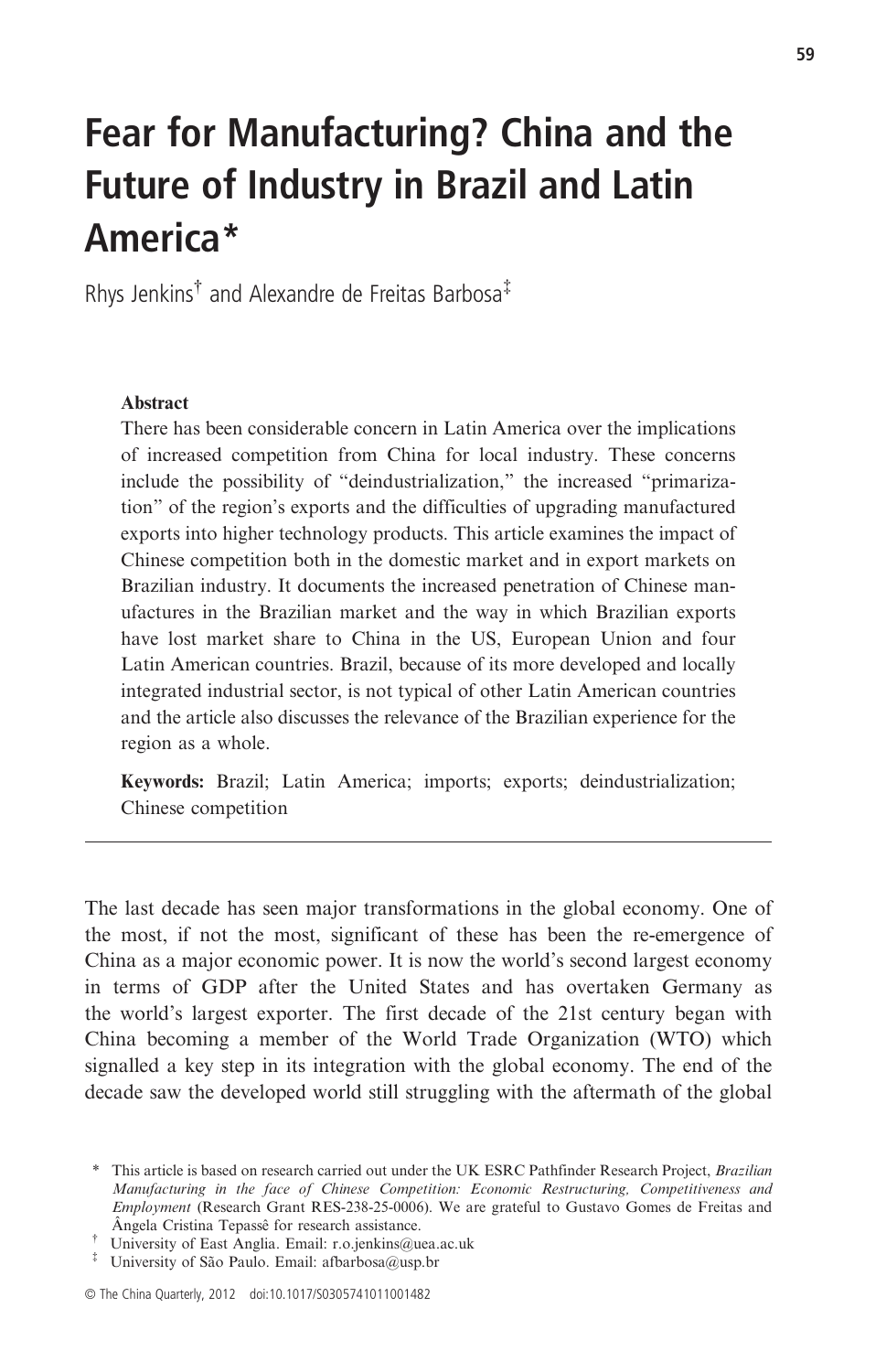# Fear for Manufacturing? China and the Future of Industry in Brazil and Latin America*

Rhys Jenkins[†] and Alexandre de Freitas Barbosa[‡]

**Abstract**

There has been considerable concern in Latin America over the implications of increased competition from China for local industry. These concerns include the possibility of "deindustrialization," the increased "primarization" of the region's exports and the difficulties of upgrading manufactured exports into higher technology products. This article examines the impact of Chinese competition both in the domestic market and in export markets on Brazilian industry. It documents the increased penetration of Chinese manufactures in the Brazilian market and the way in which Brazilian exports have lost market share to China in the US, European Union and four Latin American countries. Brazil, because of its more developed and locally integrated industrial sector, is not typical of other Latin American countries and the article also discusses the relevance of the Brazilian experience for the region as a whole.

**Keywords:** Brazil; Latin America; imports; exports; deindustrialization; Chinese competition

---

The last decade has seen major transformations in the global economy. One of the most, if not the most, significant of these has been the re-emergence of China as a major economic power. It is now the world's second largest economy in terms of GDP after the United States and has overtaken Germany as the world's largest exporter. The first decade of the 21st century began with China becoming a member of the World Trade Organization (WTO) which signalled a key step in its integration with the global economy. The end of the decade saw the developed world still struggling with the aftermath of the global

\* This article is based on research carried out under the UK ESRC Pathfinder Research Project, *Brazilian Manufacturing in the face of Chinese Competition: Economic Restructuring, Competitiveness and Employment* (Research Grant RES-238-25-0006). We are grateful to Gustavo Gomes de Freitas and Ângela Cristina Tepassê for research assistance.

† University of East Anglia. Email: r.o.jenkins@uea.ac.uk

‡ University of São Paulo. Email: afbarbosa@usp.br

© The China Quarterly, 2012 doi:10.1017/S0305741011001482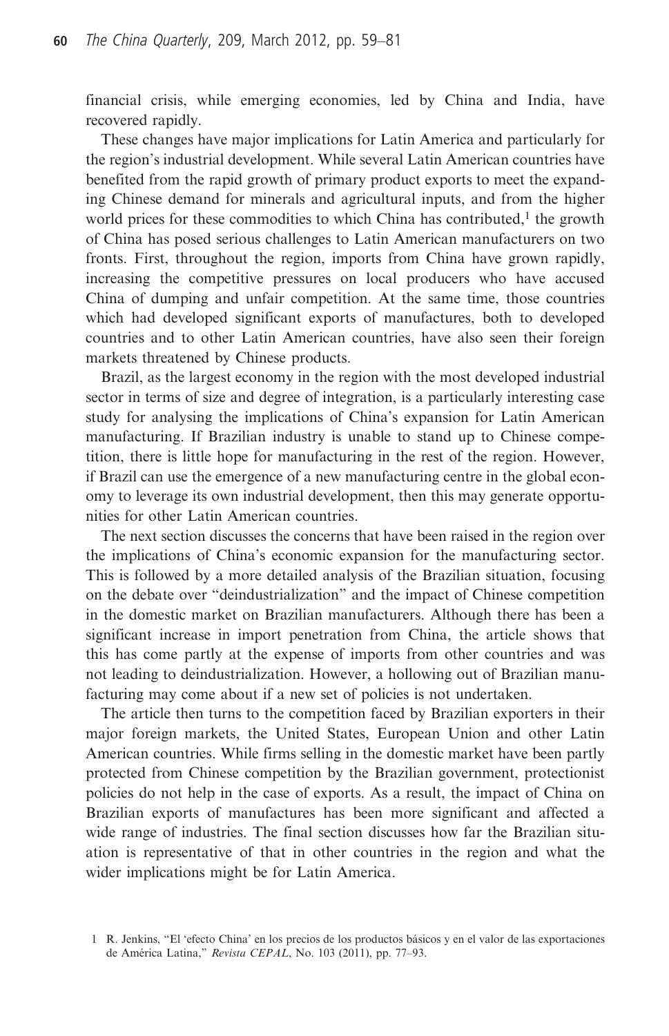financial crisis, while emerging economies, led by China and India, have recovered rapidly.

These changes have major implications for Latin America and particularly for the region's industrial development. While several Latin American countries have benefited from the rapid growth of primary product exports to meet the expanding Chinese demand for minerals and agricultural inputs, and from the higher world prices for these commodities to which China has contributed,[1] the growth of China has posed serious challenges to Latin American manufacturers on two fronts. First, throughout the region, imports from China have grown rapidly, increasing the competitive pressures on local producers who have accused China of dumping and unfair competition. At the same time, those countries which had developed significant exports of manufactures, both to developed countries and to other Latin American countries, have also seen their foreign markets threatened by Chinese products.

Brazil, as the largest economy in the region with the most developed industrial sector in terms of size and degree of integration, is a particularly interesting case study for analysing the implications of China's expansion for Latin American manufacturing. If Brazilian industry is unable to stand up to Chinese competition, there is little hope for manufacturing in the rest of the region. However, if Brazil can use the emergence of a new manufacturing centre in the global economy to leverage its own industrial development, then this may generate opportunities for other Latin American countries.

The next section discusses the concerns that have been raised in the region over the implications of China's economic expansion for the manufacturing sector. This is followed by a more detailed analysis of the Brazilian situation, focusing on the debate over "deindustrialization" and the impact of Chinese competition in the domestic market on Brazilian manufacturers. Although there has been a significant increase in import penetration from China, the article shows that this has come partly at the expense of imports from other countries and was not leading to deindustrialization. However, a hollowing out of Brazilian manufacturing may come about if a new set of policies is not undertaken.

The article then turns to the competition faced by Brazilian exporters in their major foreign markets, the United States, European Union and other Latin American countries. While firms selling in the domestic market have been partly protected from Chinese competition by the Brazilian government, protectionist policies do not help in the case of exports. As a result, the impact of China on Brazilian exports of manufactures has been more significant and affected a wide range of industries. The final section discusses how far the Brazilian situation is representative of that in other countries in the region and what the wider implications might be for Latin America.

1 R. Jenkins, "El 'efecto China' en los precios de los productos básicos y en el valor de las exportaciones de América Latina," *Revista CEPAL*, No. 103 (2011), pp. 77–93.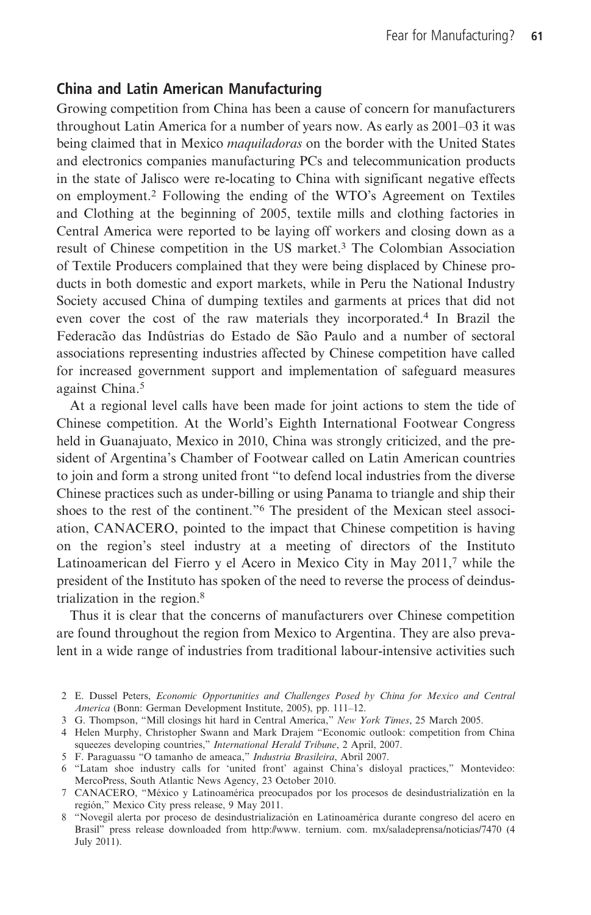## China and Latin American Manufacturing

Growing competition from China has been a cause of concern for manufacturers throughout Latin America for a number of years now. As early as 2001–03 it was being claimed that in Mexico *maquiladoras* on the border with the United States and electronics companies manufacturing PCs and telecommunication products in the state of Jalisco were re-locating to China with significant negative effects on employment.[2] Following the ending of the WTO's Agreement on Textiles and Clothing at the beginning of 2005, textile mills and clothing factories in Central America were reported to be laying off workers and closing down as a result of Chinese competition in the US market.[3] The Colombian Association of Textile Producers complained that they were being displaced by Chinese products in both domestic and export markets, while in Peru the National Industry Society accused China of dumping textiles and garments at prices that did not even cover the cost of the raw materials they incorporated.[4] In Brazil the Federacão das Indûstrias do Estado de São Paulo and a number of sectoral associations representing industries affected by Chinese competition have called for increased government support and implementation of safeguard measures against China.[5]

At a regional level calls have been made for joint actions to stem the tide of Chinese competition. At the World's Eighth International Footwear Congress held in Guanajuato, Mexico in 2010, China was strongly criticized, and the president of Argentina's Chamber of Footwear called on Latin American countries to join and form a strong united front "to defend local industries from the diverse Chinese practices such as under-billing or using Panama to triangle and ship their shoes to the rest of the continent."[6] The president of the Mexican steel association, CANACERO, pointed to the impact that Chinese competition is having on the region's steel industry at a meeting of directors of the Instituto Latinoamerican del Fierro y el Acero in Mexico City in May 2011,[7] while the president of the Instituto has spoken of the need to reverse the process of deindustrialization in the region.[8]

Thus it is clear that the concerns of manufacturers over Chinese competition are found throughout the region from Mexico to Argentina. They are also prevalent in a wide range of industries from traditional labour-intensive activities such

2 E. Dussel Peters, *Economic Opportunities and Challenges Posed by China for Mexico and Central America* (Bonn: German Development Institute, 2005), pp. 111–12.

3 G. Thompson, "Mill closings hit hard in Central America," *New York Times*, 25 March 2005.

4 Helen Murphy, Christopher Swann and Mark Drajem "Economic outlook: competition from China squeezes developing countries," *International Herald Tribune*, 2 April, 2007.

5 F. Paraguassu "O tamanho de ameaca," *Industria Brasileira*, Abril 2007.

6 "Latam shoe industry calls for 'united front' against China's disloyal practices," Montevideo: MercoPress, South Atlantic News Agency, 23 October 2010.

7 CANACERO, "México y Latinoamérica preocupados por los procesos de desindustrialización en la región," Mexico City press release, 9 May 2011.

8 "Novegil alerta por proceso de desindustrialización en Latinoamérica durante congreso del acero en Brasil" press release downloaded from http://www. ternium. com. mx/saladeprensa/noticias/7470 (4 July 2011).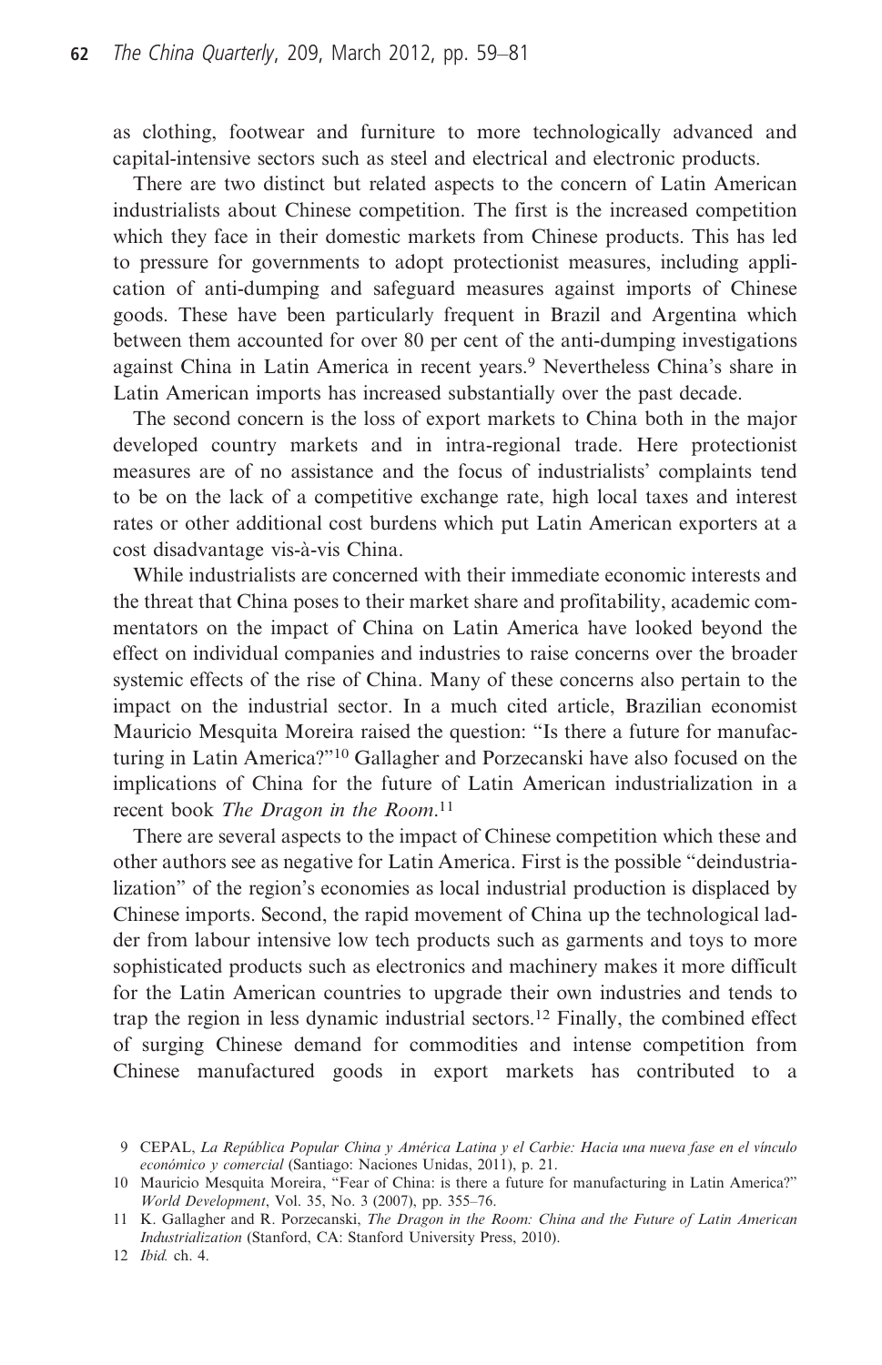as clothing, footwear and furniture to more technologically advanced and capital-intensive sectors such as steel and electrical and electronic products.

There are two distinct but related aspects to the concern of Latin American industrialists about Chinese competition. The first is the increased competition which they face in their domestic markets from Chinese products. This has led to pressure for governments to adopt protectionist measures, including application of anti-dumping and safeguard measures against imports of Chinese goods. These have been particularly frequent in Brazil and Argentina which between them accounted for over 80 per cent of the anti-dumping investigations against China in Latin America in recent years.[9] Nevertheless China's share in Latin American imports has increased substantially over the past decade.

The second concern is the loss of export markets to China both in the major developed country markets and in intra-regional trade. Here protectionist measures are of no assistance and the focus of industrialists' complaints tend to be on the lack of a competitive exchange rate, high local taxes and interest rates or other additional cost burdens which put Latin American exporters at a cost disadvantage vis-à-vis China.

While industrialists are concerned with their immediate economic interests and the threat that China poses to their market share and profitability, academic commentators on the impact of China on Latin America have looked beyond the effect on individual companies and industries to raise concerns over the broader systemic effects of the rise of China. Many of these concerns also pertain to the impact on the industrial sector. In a much cited article, Brazilian economist Mauricio Mesquita Moreira raised the question: "Is there a future for manufacturing in Latin America?"[10] Gallagher and Porzecanski have also focused on the implications of China for the future of Latin American industrialization in a recent book *The Dragon in the Room*.[11]

There are several aspects to the impact of Chinese competition which these and other authors see as negative for Latin America. First is the possible "deindustrialization" of the region's economies as local industrial production is displaced by Chinese imports. Second, the rapid movement of China up the technological ladder from labour intensive low tech products such as garments and toys to more sophisticated products such as electronics and machinery makes it more difficult for the Latin American countries to upgrade their own industries and tends to trap the region in less dynamic industrial sectors.[12] Finally, the combined effect of surging Chinese demand for commodities and intense competition from Chinese manufactured goods in export markets has contributed to a

9 CEPAL, *La República Popular China y América Latina y el Carbie: Hacia una nueva fase en el vínculo económico y comercial* (Santiago: Naciones Unidas, 2011), p. 21.

10 Mauricio Mesquita Moreira, "Fear of China: is there a future for manufacturing in Latin America?" *World Development*, Vol. 35, No. 3 (2007), pp. 355–76.

11 K. Gallagher and R. Porzecanski, *The Dragon in the Room: China and the Future of Latin American Industrialization* (Stanford, CA: Stanford University Press, 2010).

12 *Ibid.* ch. 4.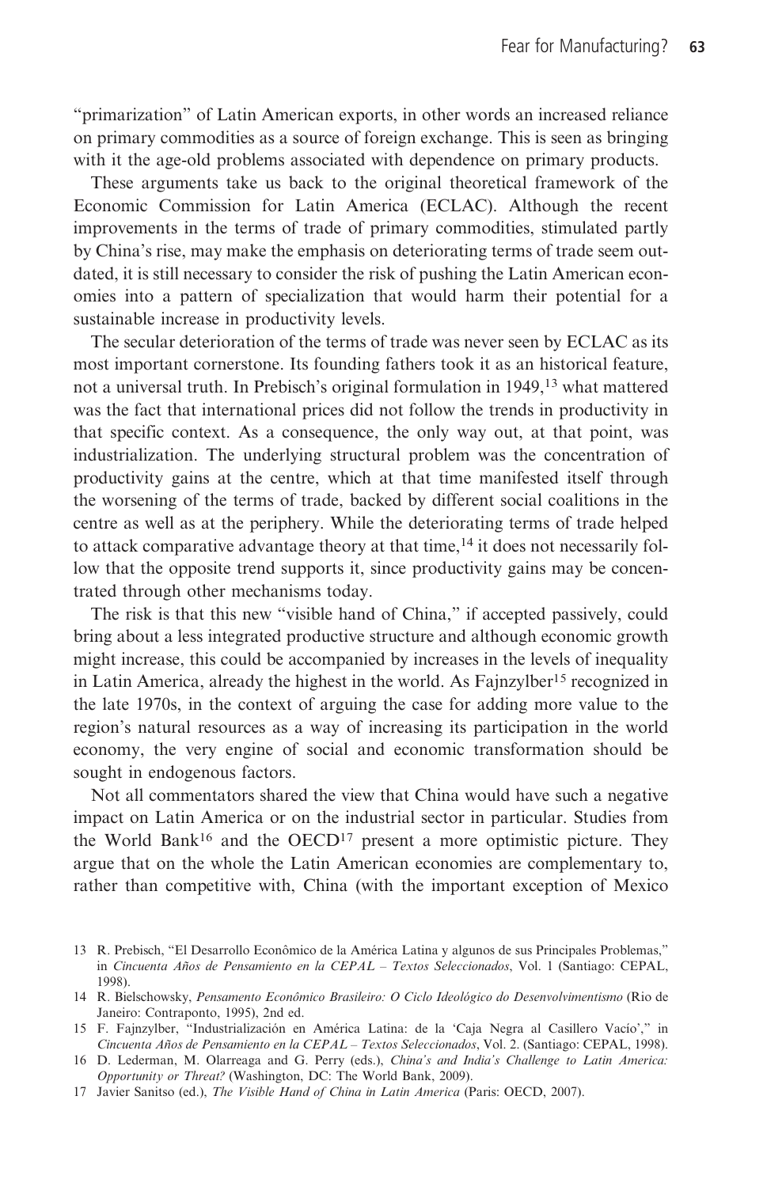"primarization" of Latin American exports, in other words an increased reliance on primary commodities as a source of foreign exchange. This is seen as bringing with it the age-old problems associated with dependence on primary products.

These arguments take us back to the original theoretical framework of the Economic Commission for Latin America (ECLAC). Although the recent improvements in the terms of trade of primary commodities, stimulated partly by China's rise, may make the emphasis on deteriorating terms of trade seem outdated, it is still necessary to consider the risk of pushing the Latin American economies into a pattern of specialization that would harm their potential for a sustainable increase in productivity levels.

The secular deterioration of the terms of trade was never seen by ECLAC as its most important cornerstone. Its founding fathers took it as an historical feature, not a universal truth. In Prebisch's original formulation in 1949,[13] what mattered was the fact that international prices did not follow the trends in productivity in that specific context. As a consequence, the only way out, at that point, was industrialization. The underlying structural problem was the concentration of productivity gains at the centre, which at that time manifested itself through the worsening of the terms of trade, backed by different social coalitions in the centre as well as at the periphery. While the deteriorating terms of trade helped to attack comparative advantage theory at that time,[14] it does not necessarily follow that the opposite trend supports it, since productivity gains may be concentrated through other mechanisms today.

The risk is that this new "visible hand of China," if accepted passively, could bring about a less integrated productive structure and although economic growth might increase, this could be accompanied by increases in the levels of inequality in Latin America, already the highest in the world. As Fajnzylber[15] recognized in the late 1970s, in the context of arguing the case for adding more value to the region's natural resources as a way of increasing its participation in the world economy, the very engine of social and economic transformation should be sought in endogenous factors.

Not all commentators shared the view that China would have such a negative impact on Latin America or on the industrial sector in particular. Studies from the World Bank[16] and the OECD[17] present a more optimistic picture. They argue that on the whole the Latin American economies are complementary to, rather than competitive with, China (with the important exception of Mexico

---

13 R. Prebisch, "El Desarrollo Econômico de la América Latina y algunos de sus Principales Problemas," in *Cincuenta Años de Pensamiento en la CEPAL – Textos Seleccionados*, Vol. 1 (Santiago: CEPAL, 1998).

14 R. Bielschowsky, *Pensamento Econômico Brasileiro: O Ciclo Ideológico do Desenvolvimentismo* (Rio de Janeiro: Contraponto, 1995), 2nd ed.

15 F. Fajnzylber, "Industrialización en América Latina: de la 'Caja Negra al Casillero Vacío'," in *Cincuenta Años de Pensamiento en la CEPAL – Textos Seleccionados*, Vol. 2. (Santiago: CEPAL, 1998).

16 D. Lederman, M. Olarreaga and G. Perry (eds.), *China's and India's Challenge to Latin America: Opportunity or Threat?* (Washington, DC: The World Bank, 2009).

17 Javier Sanitso (ed.), *The Visible Hand of China in Latin America* (Paris: OECD, 2007).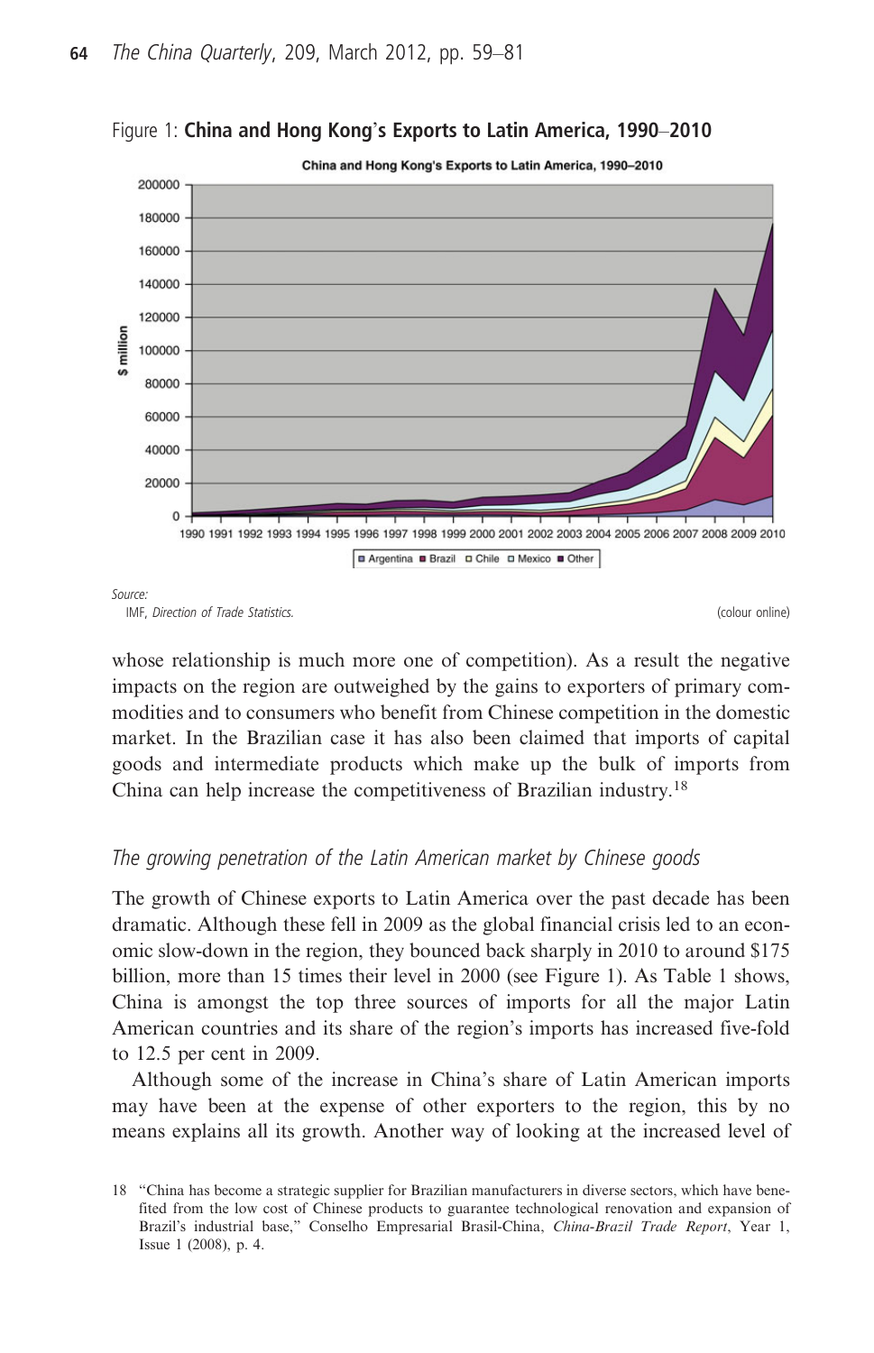Figure 1: **China and Hong Kong's Exports to Latin America, 1990–2010**

*Source:*
IMF, *Direction of Trade Statistics.*

(colour online)

whose relationship is much more one of competition). As a result the negative impacts on the region are outweighed by the gains to exporters of primary commodities and to consumers who benefit from Chinese competition in the domestic market. In the Brazilian case it has also been claimed that imports of capital goods and intermediate products which make up the bulk of imports from China can help increase the competitiveness of Brazilian industry.[18]

### *The growing penetration of the Latin American market by Chinese goods*

The growth of Chinese exports to Latin America over the past decade has been dramatic. Although these fell in 2009 as the global financial crisis led to an economic slow-down in the region, they bounced back sharply in 2010 to around $175 billion, more than 15 times their level in 2000 (see Figure 1). As Table 1 shows, China is amongst the top three sources of imports for all the major Latin American countries and its share of the region's imports has increased five-fold to 12.5 per cent in 2009.

Although some of the increase in China's share of Latin American imports may have been at the expense of other exporters to the region, this by no means explains all its growth. Another way of looking at the increased level of

18 "China has become a strategic supplier for Brazilian manufacturers in diverse sectors, which have benefited from the low cost of Chinese products to guarantee technological renovation and expansion of Brazil's industrial base," Conselho Empresarial Brasil-China, *China-Brazil Trade Report*, Year 1, Issue 1 (2008), p. 4.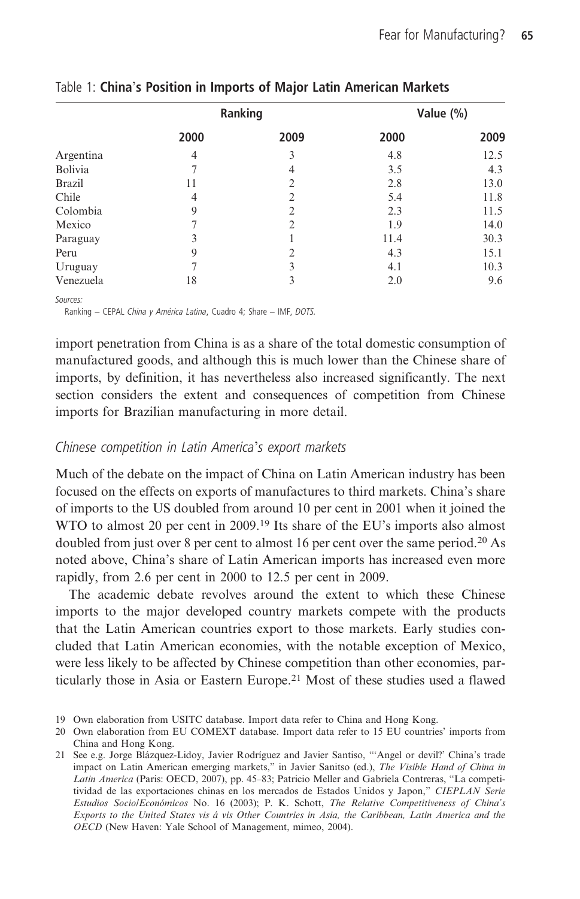Table 1: **China's Position in Imports of Major Latin American Markets**

| | Ranking | | Value (%) | |
|---|---|---|---|---|
| | 2000 | 2009 | 2000 | 2009 |
| Argentina | 4 | 3 | 4.8 | 12.5 |
| Bolivia | 7 | 4 | 3.5 | 4.3 |
| Brazil | 11 | 2 | 2.8 | 13.0 |
| Chile | 4 | 2 | 5.4 | 11.8 |
| Colombia | 9 | 2 | 2.3 | 11.5 |
| Mexico | 7 | 2 | 1.9 | 14.0 |
| Paraguay | 3 | 1 | 11.4 | 30.3 |
| Peru | 9 | 2 | 4.3 | 15.1 |
| Uruguay | 7 | 3 | 4.1 | 10.3 |
| Venezuela | 18 | 3 | 2.0 | 9.6 |

*Sources:*
Ranking – CEPAL *China y América Latina*, Cuadro 4; Share – IMF, *DOTS.*

import penetration from China is as a share of the total domestic consumption of manufactured goods, and although this is much lower than the Chinese share of imports, by definition, it has nevertheless also increased significantly. The next section considers the extent and consequences of competition from Chinese imports for Brazilian manufacturing in more detail.

### *Chinese competition in Latin America's export markets*

Much of the debate on the impact of China on Latin American industry has been focused on the effects on exports of manufactures to third markets. China's share of imports to the US doubled from around 10 per cent in 2001 when it joined the WTO to almost 20 per cent in 2009.[19] Its share of the EU's imports also almost doubled from just over 8 per cent to almost 16 per cent over the same period.[20] As noted above, China's share of Latin American imports has increased even more rapidly, from 2.6 per cent in 2000 to 12.5 per cent in 2009.

The academic debate revolves around the extent to which these Chinese imports to the major developed country markets compete with the products that the Latin American countries export to those markets. Early studies concluded that Latin American economies, with the notable exception of Mexico, were less likely to be affected by Chinese competition than other economies, particularly those in Asia or Eastern Europe.[21] Most of these studies used a flawed

19 Own elaboration from USITC database. Import data refer to China and Hong Kong.

20 Own elaboration from EU COMEXT database. Import data refer to 15 EU countries' imports from China and Hong Kong.

21 See e.g. Jorge Blázquez-Lidoy, Javier Rodríguez and Javier Santiso, "'Angel or devil?' China's trade impact on Latin American emerging markets," in Javier Sanitso (ed.), *The Visible Hand of China in Latin America* (Paris: OECD, 2007), pp. 45–83; Patricio Meller and Gabriela Contreras, "La competitividad de las exportaciones chinas en los mercados de Estados Unidos y Japon," *CIEPLAN Serie Estudios Socio/Económicos* No. 16 (2003); P. K. Schott, *The Relative Competitiveness of China's Exports to the United States vis á vis Other Countries in Asia, the Caribbean, Latin America and the OECD* (New Haven: Yale School of Management, mimeo, 2004).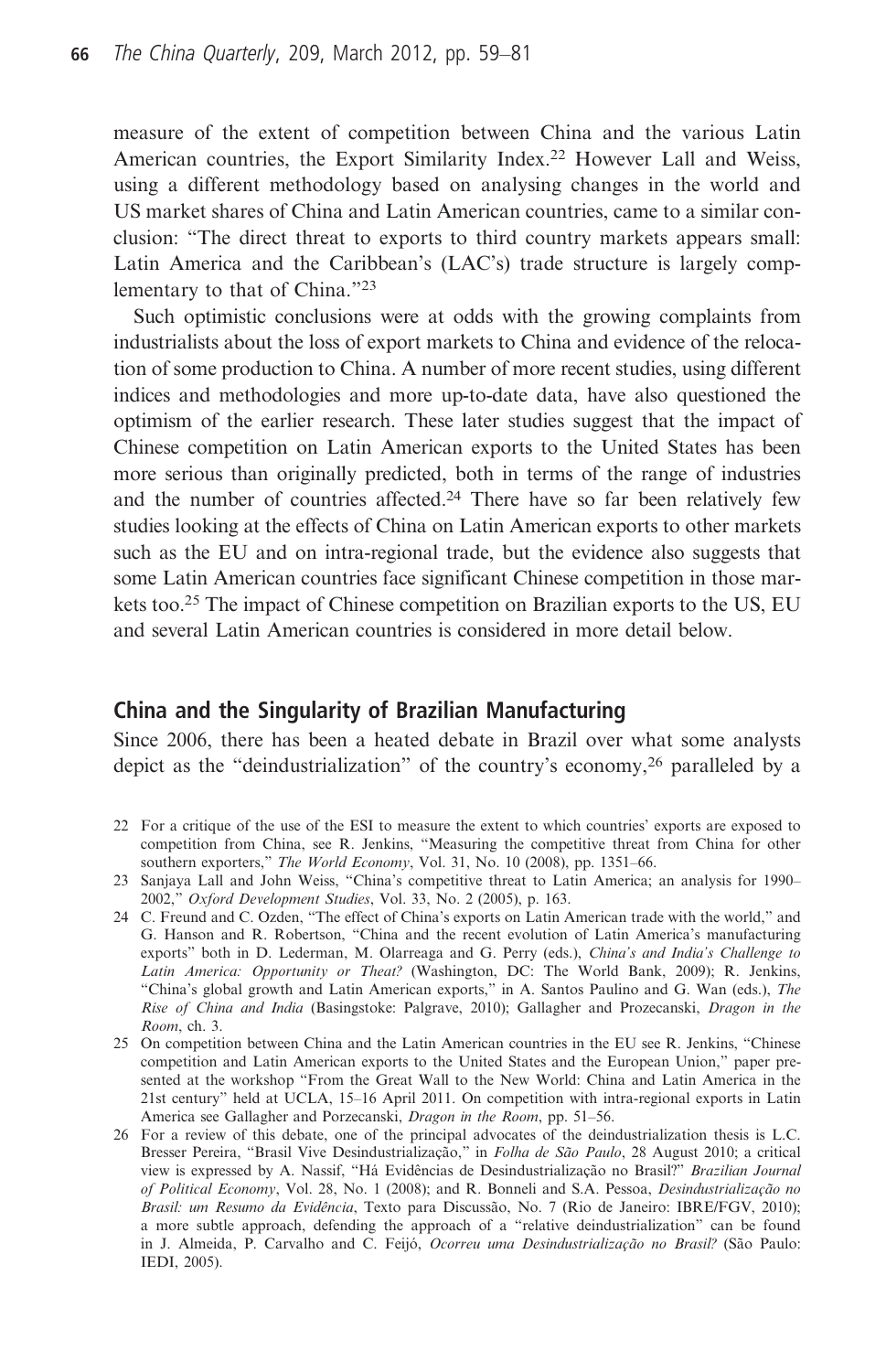measure of the extent of competition between China and the various Latin American countries, the Export Similarity Index.[22] However Lall and Weiss, using a different methodology based on analysing changes in the world and US market shares of China and Latin American countries, came to a similar conclusion: "The direct threat to exports to third country markets appears small: Latin America and the Caribbean's (LAC's) trade structure is largely complementary to that of China."[23]

Such optimistic conclusions were at odds with the growing complaints from industrialists about the loss of export markets to China and evidence of the relocation of some production to China. A number of more recent studies, using different indices and methodologies and more up-to-date data, have also questioned the optimism of the earlier research. These later studies suggest that the impact of Chinese competition on Latin American exports to the United States has been more serious than originally predicted, both in terms of the range of industries and the number of countries affected.[24] There have so far been relatively few studies looking at the effects of China on Latin American exports to other markets such as the EU and on intra-regional trade, but the evidence also suggests that some Latin American countries face significant Chinese competition in those markets too.[25] The impact of Chinese competition on Brazilian exports to the US, EU and several Latin American countries is considered in more detail below.

## China and the Singularity of Brazilian Manufacturing

Since 2006, there has been a heated debate in Brazil over what some analysts depict as the "deindustrialization" of the country's economy,[26] paralleled by a

---

22 For a critique of the use of the ESI to measure the extent to which countries' exports are exposed to competition from China, see R. Jenkins, "Measuring the competitive threat from China for other southern exporters," *The World Economy*, Vol. 31, No. 10 (2008), pp. 1351–66.

23 Sanjaya Lall and John Weiss, "China's competitive threat to Latin America; an analysis for 1990–2002," *Oxford Development Studies*, Vol. 33, No. 2 (2005), p. 163.

24 C. Freund and C. Ozden, "The effect of China's exports on Latin American trade with the world," and G. Hanson and R. Robertson, "China and the recent evolution of Latin America's manufacturing exports" both in D. Lederman, M. Olarreaga and G. Perry (eds.), *China's and India's Challenge to Latin America: Opportunity or Theat?* (Washington, DC: The World Bank, 2009); R. Jenkins, "China's global growth and Latin American exports," in A. Santos Paulino and G. Wan (eds.), *The Rise of China and India* (Basingstoke: Palgrave, 2010); Gallagher and Prozecanski, *Dragon in the Room*, ch. 3.

25 On competition between China and the Latin American countries in the EU see R. Jenkins, "Chinese competition and Latin American exports to the United States and the European Union," paper presented at the workshop "From the Great Wall to the New World: China and Latin America in the 21st century" held at UCLA, 15–16 April 2011. On competition with intra-regional exports in Latin America see Gallagher and Porzecanski, *Dragon in the Room*, pp. 51–56.

26 For a review of this debate, one of the principal advocates of the deindustrialization thesis is L.C. Bresser Pereira, "Brasil Vive Desindustrialização," in *Folha de São Paulo*, 28 August 2010; a critical view is expressed by A. Nassif, "Há Evidências de Desindustrialização no Brasil?" *Brazilian Journal of Political Economy*, Vol. 28, No. 1 (2008); and R. Bonneli and S.A. Pessoa, *Desindustrialização no Brasil: um Resumo da Evidência*, Texto para Discussão, No. 7 (Rio de Janeiro: IBRE/FGV, 2010); a more subtle approach, defending the approach of a "relative deindustrialization" can be found in J. Almeida, P. Carvalho and C. Feijó, *Ocorreu uma Desindustrialização no Brasil?* (São Paulo: IEDI, 2005).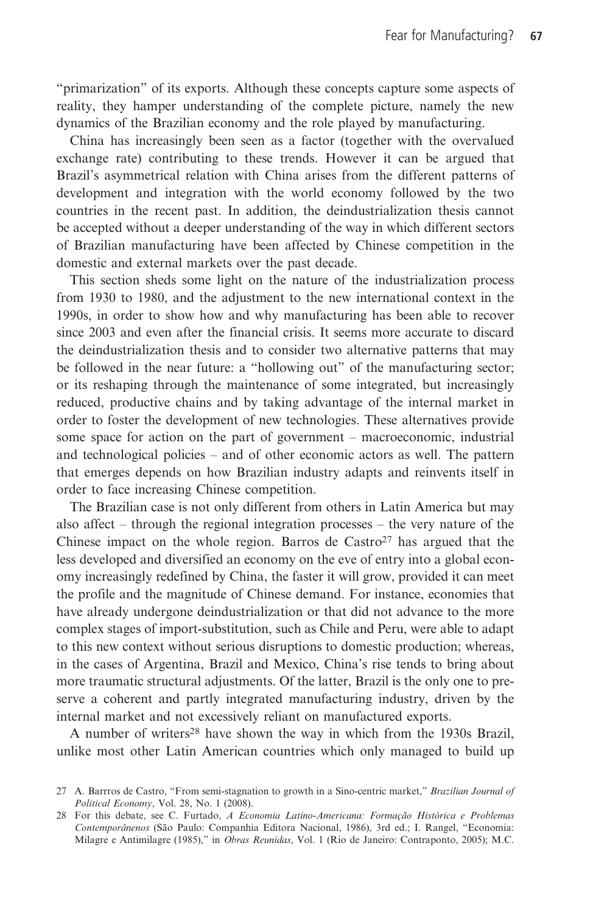"primarization" of its exports. Although these concepts capture some aspects of reality, they hamper understanding of the complete picture, namely the new dynamics of the Brazilian economy and the role played by manufacturing.

China has increasingly been seen as a factor (together with the overvalued exchange rate) contributing to these trends. However it can be argued that Brazil's asymmetrical relation with China arises from the different patterns of development and integration with the world economy followed by the two countries in the recent past. In addition, the deindustrialization thesis cannot be accepted without a deeper understanding of the way in which different sectors of Brazilian manufacturing have been affected by Chinese competition in the domestic and external markets over the past decade.

This section sheds some light on the nature of the industrialization process from 1930 to 1980, and the adjustment to the new international context in the 1990s, in order to show how and why manufacturing has been able to recover since 2003 and even after the financial crisis. It seems more accurate to discard the deindustrialization thesis and to consider two alternative patterns that may be followed in the near future: a "hollowing out" of the manufacturing sector; or its reshaping through the maintenance of some integrated, but increasingly reduced, productive chains and by taking advantage of the internal market in order to foster the development of new technologies. These alternatives provide some space for action on the part of government – macroeconomic, industrial and technological policies – and of other economic actors as well. The pattern that emerges depends on how Brazilian industry adapts and reinvents itself in order to face increasing Chinese competition.

The Brazilian case is not only different from others in Latin America but may also affect – through the regional integration processes – the very nature of the Chinese impact on the whole region. Barros de Castro[27] has argued that the less developed and diversified an economy on the eve of entry into a global economy increasingly redefined by China, the faster it will grow, provided it can meet the profile and the magnitude of Chinese demand. For instance, economies that have already undergone deindustrialization or that did not advance to the more complex stages of import-substitution, such as Chile and Peru, were able to adapt to this new context without serious disruptions to domestic production; whereas, in the cases of Argentina, Brazil and Mexico, China's rise tends to bring about more traumatic structural adjustments. Of the latter, Brazil is the only one to preserve a coherent and partly integrated manufacturing industry, driven by the internal market and not excessively reliant on manufactured exports.

A number of writers[28] have shown the way in which from the 1930s Brazil, unlike most other Latin American countries which only managed to build up

27 A. Barrros de Castro, "From semi-stagnation to growth in a Sino-centric market," *Brazilian Journal of Political Economy*, Vol. 28, No. 1 (2008).

28 For this debate, see C. Furtado, *A Economia Latino-Americana: Formação Histórica e Problemas Contemporâneos* (São Paulo: Companhia Editora Nacional, 1986), 3rd ed.; I. Rangel, "Economia: Milagre e Antimilagre (1985)," in *Obras Reunidas*, Vol. 1 (Rio de Janeiro: Contraponto, 2005); M.C.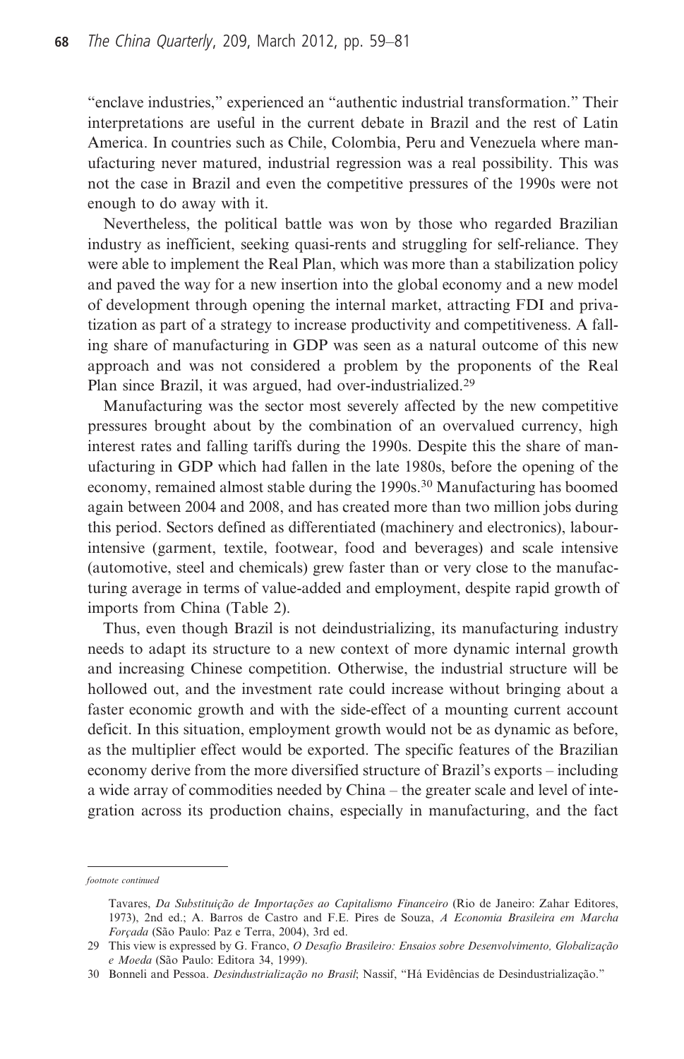"enclave industries," experienced an "authentic industrial transformation." Their interpretations are useful in the current debate in Brazil and the rest of Latin America. In countries such as Chile, Colombia, Peru and Venezuela where manufacturing never matured, industrial regression was a real possibility. This was not the case in Brazil and even the competitive pressures of the 1990s were not enough to do away with it.

Nevertheless, the political battle was won by those who regarded Brazilian industry as inefficient, seeking quasi-rents and struggling for self-reliance. They were able to implement the Real Plan, which was more than a stabilization policy and paved the way for a new insertion into the global economy and a new model of development through opening the internal market, attracting FDI and privatization as part of a strategy to increase productivity and competitiveness. A falling share of manufacturing in GDP was seen as a natural outcome of this new approach and was not considered a problem by the proponents of the Real Plan since Brazil, it was argued, had over-industrialized.[29]

Manufacturing was the sector most severely affected by the new competitive pressures brought about by the combination of an overvalued currency, high interest rates and falling tariffs during the 1990s. Despite this the share of manufacturing in GDP which had fallen in the late 1980s, before the opening of the economy, remained almost stable during the 1990s.[30] Manufacturing has boomed again between 2004 and 2008, and has created more than two million jobs during this period. Sectors defined as differentiated (machinery and electronics), labour-intensive (garment, textile, footwear, food and beverages) and scale intensive (automotive, steel and chemicals) grew faster than or very close to the manufacturing average in terms of value-added and employment, despite rapid growth of imports from China (Table 2).

Thus, even though Brazil is not deindustrializing, its manufacturing industry needs to adapt its structure to a new context of more dynamic internal growth and increasing Chinese competition. Otherwise, the industrial structure will be hollowed out, and the investment rate could increase without bringing about a faster economic growth and with the side-effect of a mounting current account deficit. In this situation, employment growth would not be as dynamic as before, as the multiplier effect would be exported. The specific features of the Brazilian economy derive from the more diversified structure of Brazil's exports – including a wide array of commodities needed by China – the greater scale and level of integration across its production chains, especially in manufacturing, and the fact

---

*footnote continued*

Tavares, *Da Substituição de Importações ao Capitalismo Financeiro* (Rio de Janeiro: Zahar Editores, 1973), 2nd ed.; A. Barros de Castro and F.E. Pires de Souza, *A Economia Brasileira em Marcha Forçada* (São Paulo: Paz e Terra, 2004), 3rd ed.

29 This view is expressed by G. Franco, *O Desafio Brasileiro: Ensaios sobre Desenvolvimento, Globalização e Moeda* (São Paulo: Editora 34, 1999).

30 Bonneli and Pessoa. *Desindustrialização no Brasil*; Nassif, "Há Evidências de Desindustrialização."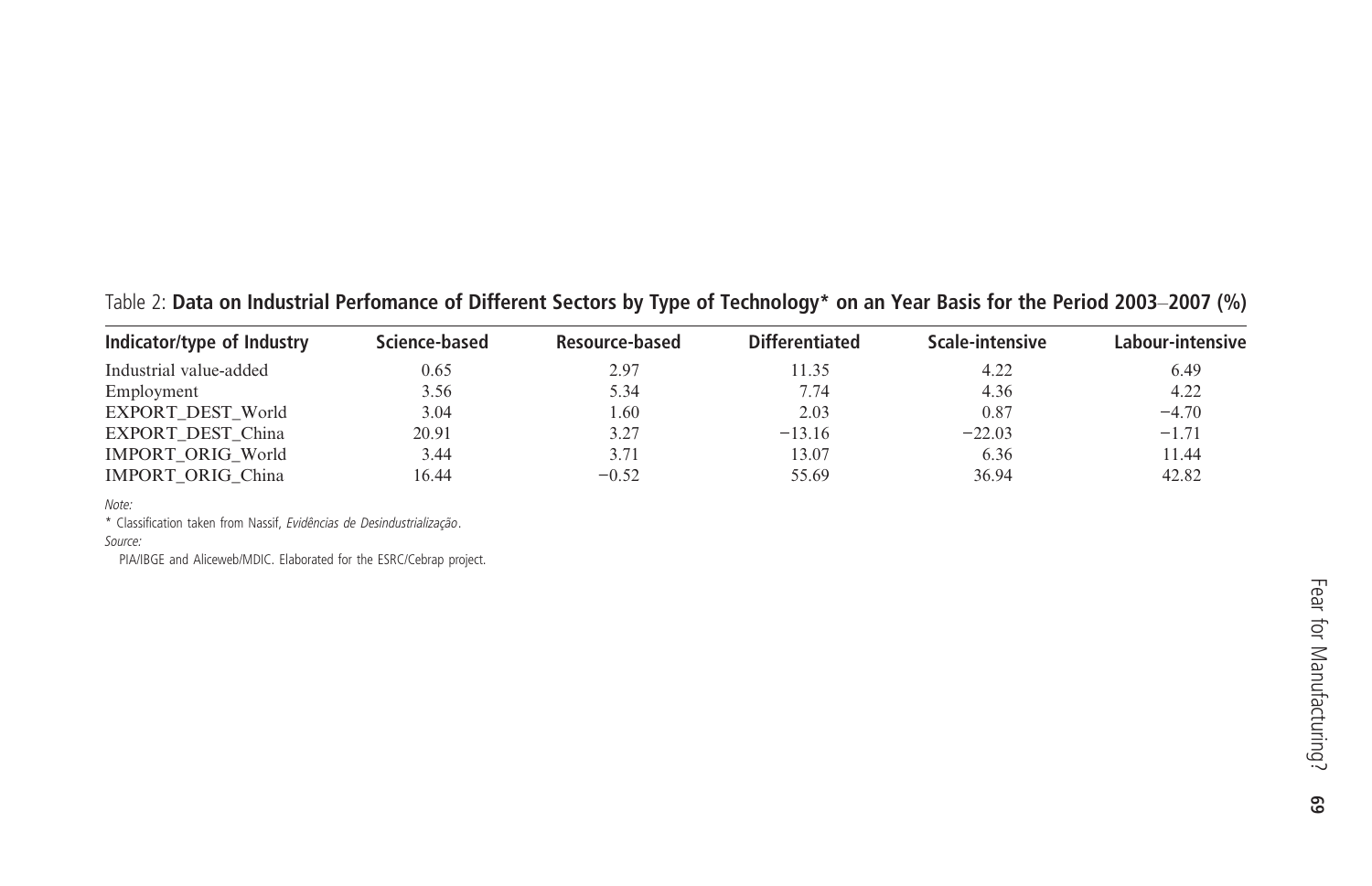Table 2: **Data on Industrial Perfomance of Different Sectors by Type of Technology* on an Year Basis for the Period 2003–2007 (%)**

| Indicator/type of Industry | Science-based | Resource-based | Differentiated | Scale-intensive | Labour-intensive |
|---|---|---|---|---|---|
| Industrial value-added | 0.65 | 2.97 | 11.35 | 4.22 | 6.49 |
| Employment | 3.56 | 5.34 | 7.74 | 4.36 | 4.22 |
| EXPORT_DEST_World | 3.04 | 1.60 | 2.03 | 0.87 | −4.70 |
| EXPORT_DEST_China | 20.91 | 3.27 | −13.16 | −22.03 | −1.71 |
| IMPORT_ORIG_World | 3.44 | 3.71 | 13.07 | 6.36 | 11.44 |
| IMPORT_ORIG_China | 16.44 | −0.52 | 55.69 | 36.94 | 42.82 |

*Note:*

* Classification taken from Nassif, *Evidências de Desindustrialização*.

*Source:*

PIA/IBGE and Aliceweb/MDIC. Elaborated for the ESRC/Cebrap project.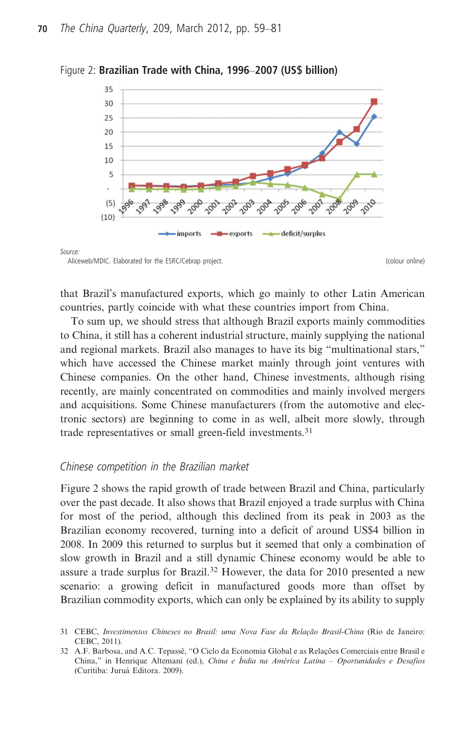Figure 2: **Brazilian Trade with China, 1996–2007 (US$ billion)**

*Source:*
Aliceweb/MDIC. Elaborated for the ESRC/Cebrap project.

(colour online)

that Brazil's manufactured exports, which go mainly to other Latin American countries, partly coincide with what these countries import from China.

To sum up, we should stress that although Brazil exports mainly commodities to China, it still has a coherent industrial structure, mainly supplying the national and regional markets. Brazil also manages to have its big "multinational stars," which have accessed the Chinese market mainly through joint ventures with Chinese companies. On the other hand, Chinese investments, although rising recently, are mainly concentrated on commodities and mainly involved mergers and acquisitions. Some Chinese manufacturers (from the automotive and electronic sectors) are beginning to come in as well, albeit more slowly, through trade representatives or small green-field investments.[31]

### *Chinese competition in the Brazilian market*

Figure 2 shows the rapid growth of trade between Brazil and China, particularly over the past decade. It also shows that Brazil enjoyed a trade surplus with China for most of the period, although this declined from its peak in 2003 as the Brazilian economy recovered, turning into a deficit of around US$4 billion in 2008. In 2009 this returned to surplus but it seemed that only a combination of slow growth in Brazil and a still dynamic Chinese economy would be able to assure a trade surplus for Brazil.[32] However, the data for 2010 presented a new scenario: a growing deficit in manufactured goods more than offset by Brazilian commodity exports, which can only be explained by its ability to supply

31 CEBC, *Investimentos Chineses no Brasil: uma Nova Fase da Relação Brasil-China* (Rio de Janeiro: CEBC, 2011).

32 A.F. Barbosa, and A.C. Tepassê, "O Ciclo da Economia Global e as Relações Comerciais entre Brasil e China," in Henrique Altemani (ed.), *China e Índia na América Latina – Oportunidades e Desafios* (Curitiba: Juruá Editora. 2009).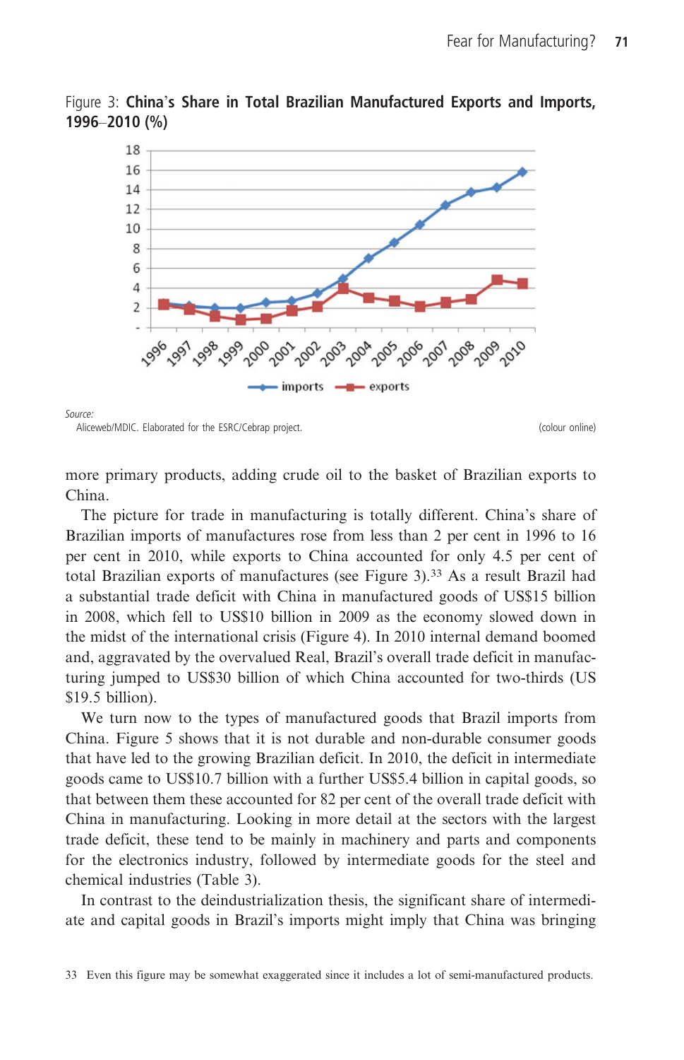Figure 3: **China's Share in Total Brazilian Manufactured Exports and Imports, 1996–2010 (%)**

Source:
Aliceweb/MDIC. Elaborated for the ESRC/Cebrap project. (colour online)

more primary products, adding crude oil to the basket of Brazilian exports to China.

The picture for trade in manufacturing is totally different. China's share of Brazilian imports of manufactures rose from less than 2 per cent in 1996 to 16 per cent in 2010, while exports to China accounted for only 4.5 per cent of total Brazilian exports of manufactures (see Figure 3).[33] As a result Brazil had a substantial trade deficit with China in manufactured goods of US$15 billion in 2008, which fell to US$10 billion in 2009 as the economy slowed down in the midst of the international crisis (Figure 4). In 2010 internal demand boomed and, aggravated by the overvalued Real, Brazil's overall trade deficit in manufacturing jumped to US$30 billion of which China accounted for two-thirds (US $19.5 billion).

We turn now to the types of manufactured goods that Brazil imports from China. Figure 5 shows that it is not durable and non-durable consumer goods that have led to the growing Brazilian deficit. In 2010, the deficit in intermediate goods came to US$10.7 billion with a further US$5.4 billion in capital goods, so that between them these accounted for 82 per cent of the overall trade deficit with China in manufacturing. Looking in more detail at the sectors with the largest trade deficit, these tend to be mainly in machinery and parts and components for the electronics industry, followed by intermediate goods for the steel and chemical industries (Table 3).

In contrast to the deindustrialization thesis, the significant share of intermediate and capital goods in Brazil's imports might imply that China was bringing

33 Even this figure may be somewhat exaggerated since it includes a lot of semi-manufactured products.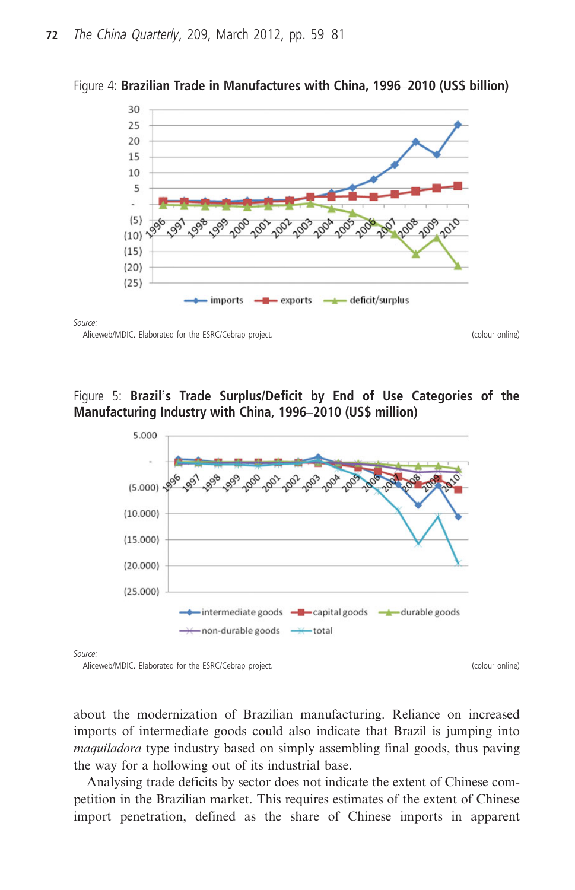Figure 4: **Brazilian Trade in Manufactures with China, 1996–2010 (US$ billion)**

*Source:*
Aliceweb/MDIC. Elaborated for the ESRC/Cebrap project.

Figure 5: **Brazil's Trade Surplus/Deficit by End of Use Categories of the Manufacturing Industry with China, 1996–2010 (US$ million)**

*Source:*
Aliceweb/MDIC. Elaborated for the ESRC/Cebrap project.

about the modernization of Brazilian manufacturing. Reliance on increased imports of intermediate goods could also indicate that Brazil is jumping into *maquiladora* type industry based on simply assembling final goods, thus paving the way for a hollowing out of its industrial base.

Analysing trade deficits by sector does not indicate the extent of Chinese competition in the Brazilian market. This requires estimates of the extent of Chinese import penetration, defined as the share of Chinese imports in apparent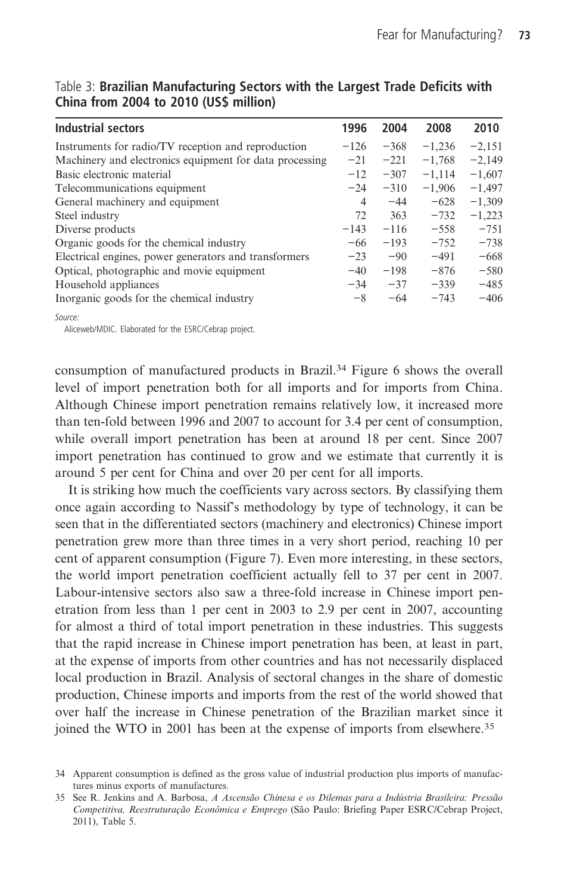Table 3: **Brazilian Manufacturing Sectors with the Largest Trade Deficits with China from 2004 to 2010 (US$ million)**

| Industrial sectors | 1996 | 2004 | 2008 | 2010 |
|---|---|---|---|---|
| Instruments for radio/TV reception and reproduction | −126 | −368 | −1,236 | −2,151 |
| Machinery and electronics equipment for data processing | −21 | −221 | −1,768 | −2,149 |
| Basic electronic material | −12 | −307 | −1,114 | −1,607 |
| Telecommunications equipment | −24 | −310 | −1,906 | −1,497 |
| General machinery and equipment | 4 | −44 | −628 | −1,309 |
| Steel industry | 72 | 363 | −732 | −1,223 |
| Diverse products | −143 | −116 | −558 | −751 |
| Organic goods for the chemical industry | −66 | −193 | −752 | −738 |
| Electrical engines, power generators and transformers | −23 | −90 | −491 | −668 |
| Optical, photographic and movie equipment | −40 | −198 | −876 | −580 |
| Household appliances | −34 | −37 | −339 | −485 |
| Inorganic goods for the chemical industry | −8 | −64 | −743 | −406 |

*Source:*
Aliceweb/MDIC. Elaborated for the ESRC/Cebrap project.

consumption of manufactured products in Brazil.[34] Figure 6 shows the overall level of import penetration both for all imports and for imports from China. Although Chinese import penetration remains relatively low, it increased more than ten-fold between 1996 and 2007 to account for 3.4 per cent of consumption, while overall import penetration has been at around 18 per cent. Since 2007 import penetration has continued to grow and we estimate that currently it is around 5 per cent for China and over 20 per cent for all imports.

It is striking how much the coefficients vary across sectors. By classifying them once again according to Nassif's methodology by type of technology, it can be seen that in the differentiated sectors (machinery and electronics) Chinese import penetration grew more than three times in a very short period, reaching 10 per cent of apparent consumption (Figure 7). Even more interesting, in these sectors, the world import penetration coefficient actually fell to 37 per cent in 2007. Labour-intensive sectors also saw a three-fold increase in Chinese import penetration from less than 1 per cent in 2003 to 2.9 per cent in 2007, accounting for almost a third of total import penetration in these industries. This suggests that the rapid increase in Chinese import penetration has been, at least in part, at the expense of imports from other countries and has not necessarily displaced local production in Brazil. Analysis of sectoral changes in the share of domestic production, Chinese imports and imports from the rest of the world showed that over half the increase in Chinese penetration of the Brazilian market since it joined the WTO in 2001 has been at the expense of imports from elsewhere.[35]

34 Apparent consumption is defined as the gross value of industrial production plus imports of manufactures minus exports of manufactures.

35 See R. Jenkins and A. Barbosa, *A Ascensão Chinesa e os Dilemas para a Indústria Brasileira: Pressão Competitiva, Reestruturação Econômica e Emprego* (São Paulo: Briefing Paper ESRC/Cebrap Project, 2011), Table 5.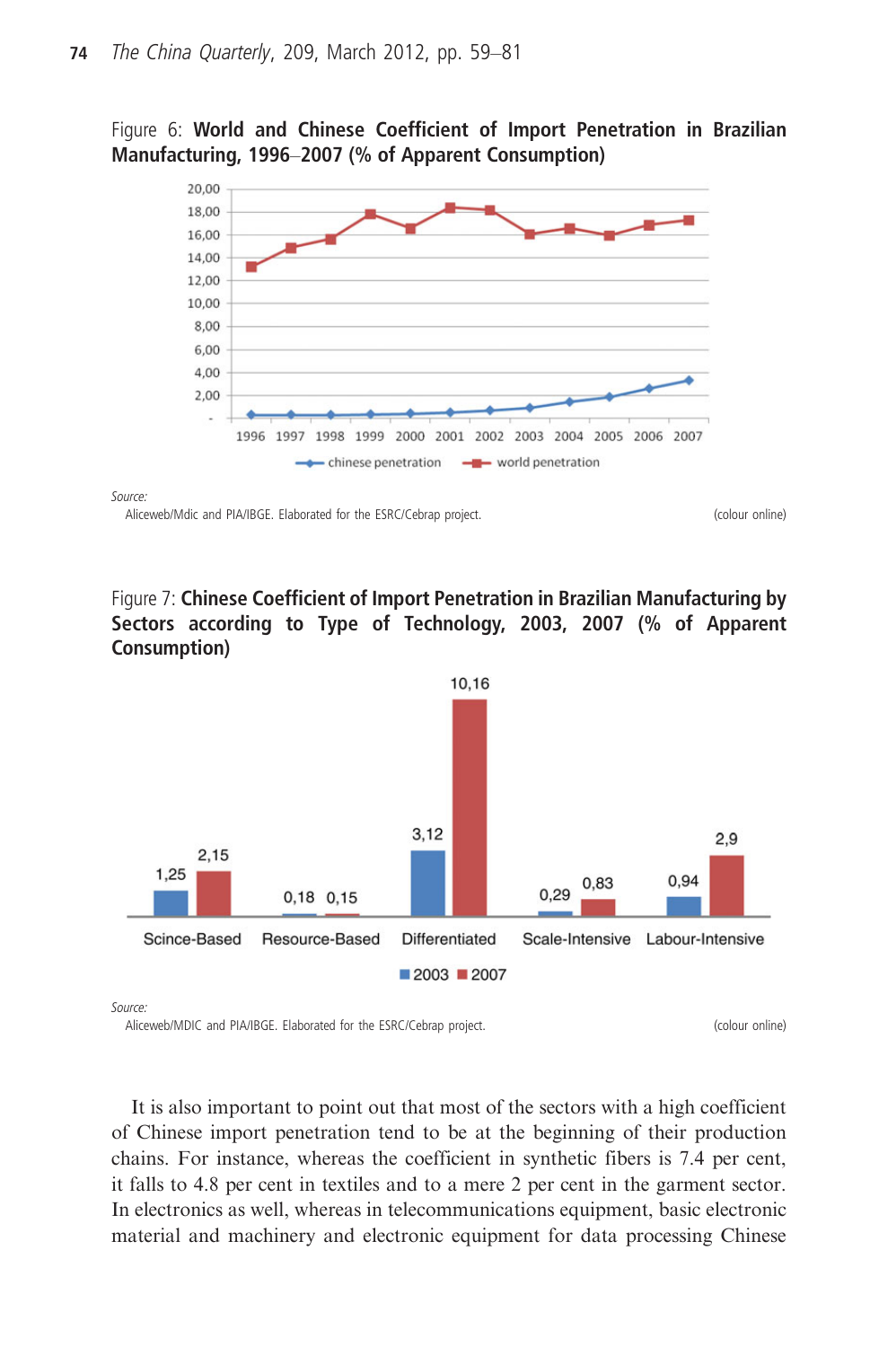Figure 6: **World and Chinese Coefficient of Import Penetration in Brazilian Manufacturing, 1996–2007 (% of Apparent Consumption)**

*Source:*
Aliceweb/Mdic and PIA/IBGE. Elaborated for the ESRC/Cebrap project. (colour online)

Figure 7: **Chinese Coefficient of Import Penetration in Brazilian Manufacturing by Sectors according to Type of Technology, 2003, 2007 (% of Apparent Consumption)**

| | 2003 | 2007 |
|---|---|---|
| Scince-Based | 1,25 | 2,15 |
| Resource-Based | 0,18 | 0,15 |
| Differentiated | 3,12 | 10,16 |
| Scale-Intensive | 0,29 | 0,83 |
| Labour-Intensive | 0,94 | 2,9 |

*Source:*
Aliceweb/MDIC and PIA/IBGE. Elaborated for the ESRC/Cebrap project. (colour online)

It is also important to point out that most of the sectors with a high coefficient of Chinese import penetration tend to be at the beginning of their production chains. For instance, whereas the coefficient in synthetic fibers is 7.4 per cent, it falls to 4.8 per cent in textiles and to a mere 2 per cent in the garment sector. In electronics as well, whereas in telecommunications equipment, basic electronic material and machinery and electronic equipment for data processing Chinese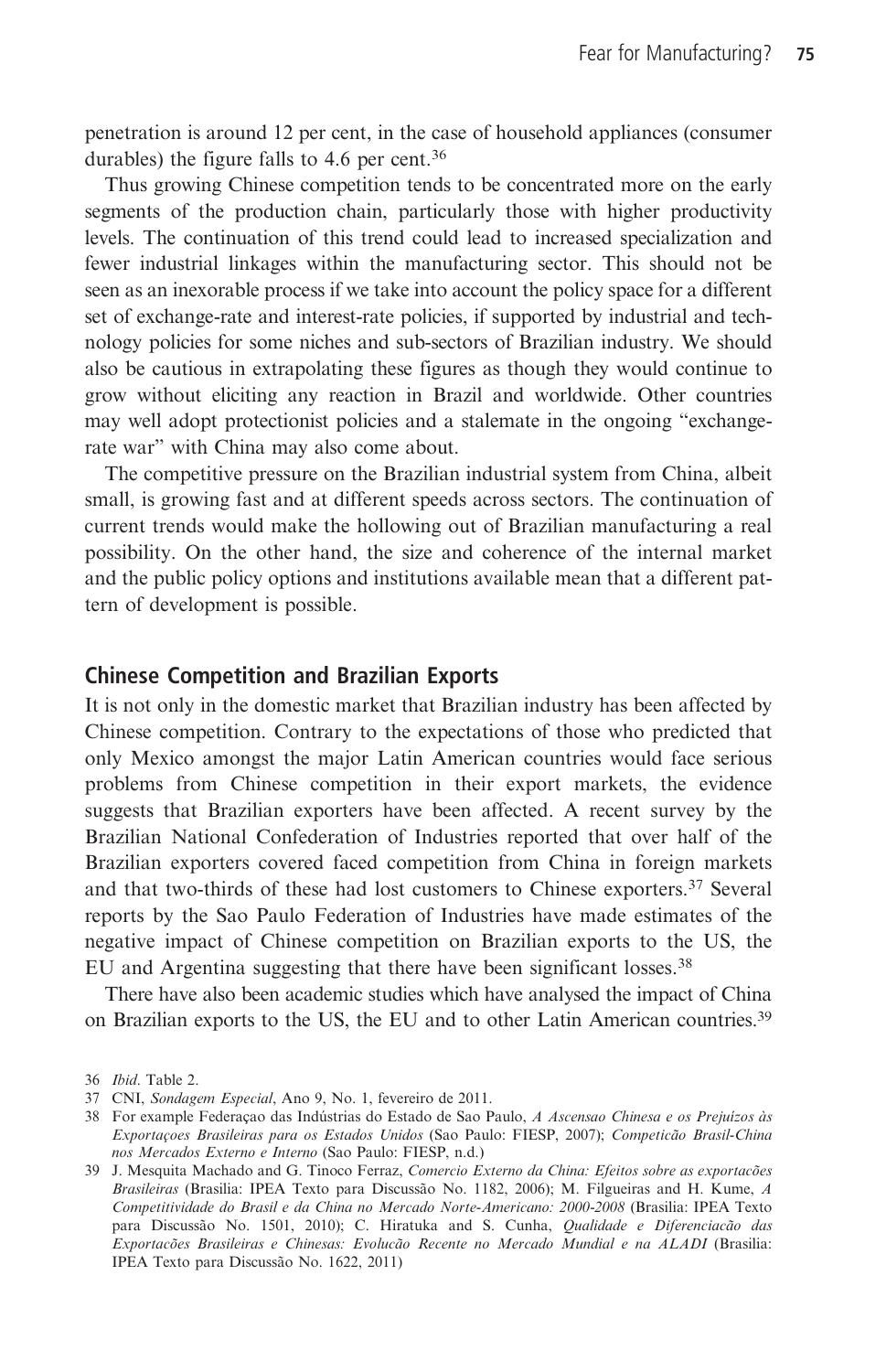penetration is around 12 per cent, in the case of household appliances (consumer durables) the figure falls to 4.6 per cent.[36]

Thus growing Chinese competition tends to be concentrated more on the early segments of the production chain, particularly those with higher productivity levels. The continuation of this trend could lead to increased specialization and fewer industrial linkages within the manufacturing sector. This should not be seen as an inexorable process if we take into account the policy space for a different set of exchange-rate and interest-rate policies, if supported by industrial and technology policies for some niches and sub-sectors of Brazilian industry. We should also be cautious in extrapolating these figures as though they would continue to grow without eliciting any reaction in Brazil and worldwide. Other countries may well adopt protectionist policies and a stalemate in the ongoing "exchange-rate war" with China may also come about.

The competitive pressure on the Brazilian industrial system from China, albeit small, is growing fast and at different speeds across sectors. The continuation of current trends would make the hollowing out of Brazilian manufacturing a real possibility. On the other hand, the size and coherence of the internal market and the public policy options and institutions available mean that a different pattern of development is possible.

## Chinese Competition and Brazilian Exports

It is not only in the domestic market that Brazilian industry has been affected by Chinese competition. Contrary to the expectations of those who predicted that only Mexico amongst the major Latin American countries would face serious problems from Chinese competition in their export markets, the evidence suggests that Brazilian exporters have been affected. A recent survey by the Brazilian National Confederation of Industries reported that over half of the Brazilian exporters covered faced competition from China in foreign markets and that two-thirds of these had lost customers to Chinese exporters.[37] Several reports by the Sao Paulo Federation of Industries have made estimates of the negative impact of Chinese competition on Brazilian exports to the US, the EU and Argentina suggesting that there have been significant losses.[38]

There have also been academic studies which have analysed the impact of China on Brazilian exports to the US, the EU and to other Latin American countries.[39]

36 *Ibid*. Table 2.

37 CNI, *Sondagem Especial*, Ano 9, No. 1, fevereiro de 2011.

38 For example Federaçao das Indústrias do Estado de Sao Paulo, *A Ascensao Chinesa e os Prejuízos às Exportaçoes Brasileiras para os Estados Unidos* (Sao Paulo: FIESP, 2007); *Competicão Brasil-China nos Mercados Externo e Interno* (Sao Paulo: FIESP, n.d.)

39 J. Mesquita Machado and G. Tinoco Ferraz, *Comercio Externo da China: Efeitos sobre as exportacões Brasileiras* (Brasilia: IPEA Texto para Discussão No. 1182, 2006); M. Filgueiras and H. Kume, *A Competitividade do Brasil e da China no Mercado Norte-Americano: 2000-2008* (Brasilia: IPEA Texto para Discussão No. 1501, 2010); C. Hiratuka and S. Cunha, *Qualidade e Diferenciacão das Exportacões Brasileiras e Chinesas: Evolucão Recente no Mercado Mundial e na ALADI* (Brasilia: IPEA Texto para Discussão No. 1622, 2011)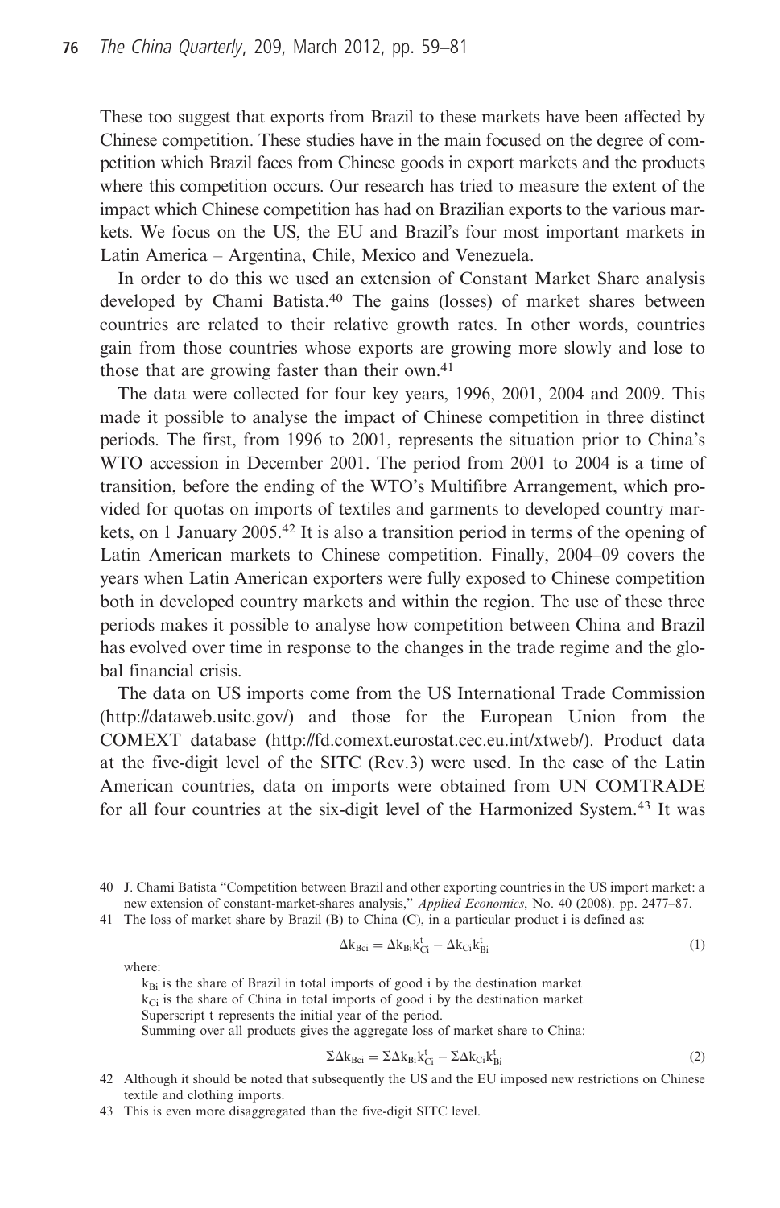These too suggest that exports from Brazil to these markets have been affected by Chinese competition. These studies have in the main focused on the degree of competition which Brazil faces from Chinese goods in export markets and the products where this competition occurs. Our research has tried to measure the extent of the impact which Chinese competition has had on Brazilian exports to the various markets. We focus on the US, the EU and Brazil's four most important markets in Latin America – Argentina, Chile, Mexico and Venezuela.

In order to do this we used an extension of Constant Market Share analysis developed by Chami Batista.[40] The gains (losses) of market shares between countries are related to their relative growth rates. In other words, countries gain from those countries whose exports are growing more slowly and lose to those that are growing faster than their own.[41]

The data were collected for four key years, 1996, 2001, 2004 and 2009. This made it possible to analyse the impact of Chinese competition in three distinct periods. The first, from 1996 to 2001, represents the situation prior to China's WTO accession in December 2001. The period from 2001 to 2004 is a time of transition, before the ending of the WTO's Multifibre Arrangement, which provided for quotas on imports of textiles and garments to developed country markets, on 1 January 2005.[42] It is also a transition period in terms of the opening of Latin American markets to Chinese competition. Finally, 2004–09 covers the years when Latin American exporters were fully exposed to Chinese competition both in developed country markets and within the region. The use of these three periods makes it possible to analyse how competition between China and Brazil has evolved over time in response to the changes in the trade regime and the global financial crisis.

The data on US imports come from the US International Trade Commission (http://dataweb.usitc.gov/) and those for the European Union from the COMEXT database (http://fd.comext.eurostat.cec.eu.int/xtweb/). Product data at the five-digit level of the SITC (Rev.3) were used. In the case of the Latin American countries, data on imports were obtained from UN COMTRADE for all four countries at the six-digit level of the Harmonized System.[43] It was

---

40 J. Chami Batista "Competition between Brazil and other exporting countries in the US import market: a new extension of constant-market-shares analysis," *Applied Economics*, No. 40 (2008). pp. 2477–87.

41 The loss of market share by Brazil (B) to China (C), in a particular product i is defined as:

$$\Delta k_{Bci} = \Delta k_{Bi} k_{Ci}^{t} - \Delta k_{Ci} k_{Bi}^{t} \quad (1)$$

where:

$k_{Bi}$ is the share of Brazil in total imports of good i by the destination market
$k_{Ci}$ is the share of China in total imports of good i by the destination market
Superscript t represents the initial year of the period.
Summing over all products gives the aggregate loss of market share to China:

$$\Sigma \Delta k_{Bci} = \Sigma \Delta k_{Bi} k_{Ci}^{t} - \Sigma \Delta k_{Ci} k_{Bi}^{t} \quad (2)$$

42 Although it should be noted that subsequently the US and the EU imposed new restrictions on Chinese textile and clothing imports.

43 This is even more disaggregated than the five-digit SITC level.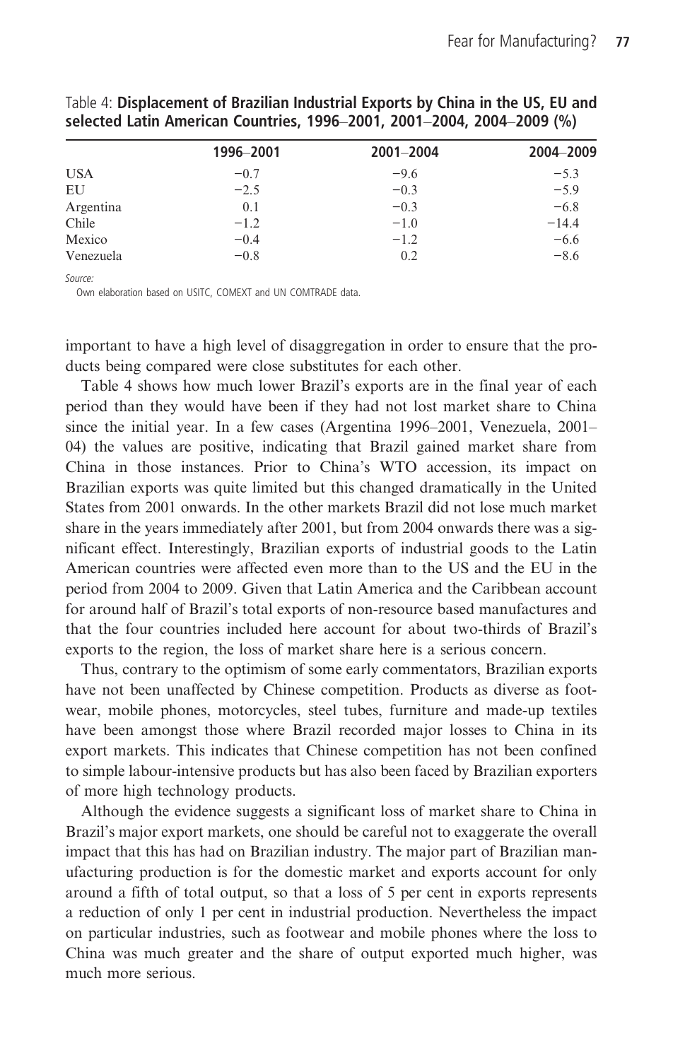Table 4: **Displacement of Brazilian Industrial Exports by China in the US, EU and selected Latin American Countries, 1996–2001, 2001–2004, 2004–2009 (%)**

| | 1996–2001 | 2001–2004 | 2004–2009 |
|---|---|---|---|
| USA | −0.7 | −9.6 | −5.3 |
| EU | −2.5 | −0.3 | −5.9 |
| Argentina | 0.1 | −0.3 | −6.8 |
| Chile | −1.2 | −1.0 | −14.4 |
| Mexico | −0.4 | −1.2 | −6.6 |
| Venezuela | −0.8 | 0.2 | −8.6 |

*Source:*
Own elaboration based on USITC, COMEXT and UN COMTRADE data.

important to have a high level of disaggregation in order to ensure that the products being compared were close substitutes for each other.

Table 4 shows how much lower Brazil's exports are in the final year of each period than they would have been if they had not lost market share to China since the initial year. In a few cases (Argentina 1996–2001, Venezuela, 2001–04) the values are positive, indicating that Brazil gained market share from China in those instances. Prior to China's WTO accession, its impact on Brazilian exports was quite limited but this changed dramatically in the United States from 2001 onwards. In the other markets Brazil did not lose much market share in the years immediately after 2001, but from 2004 onwards there was a significant effect. Interestingly, Brazilian exports of industrial goods to the Latin American countries were affected even more than to the US and the EU in the period from 2004 to 2009. Given that Latin America and the Caribbean account for around half of Brazil's total exports of non-resource based manufactures and that the four countries included here account for about two-thirds of Brazil's exports to the region, the loss of market share here is a serious concern.

Thus, contrary to the optimism of some early commentators, Brazilian exports have not been unaffected by Chinese competition. Products as diverse as footwear, mobile phones, motorcycles, steel tubes, furniture and made-up textiles have been amongst those where Brazil recorded major losses to China in its export markets. This indicates that Chinese competition has not been confined to simple labour-intensive products but has also been faced by Brazilian exporters of more high technology products.

Although the evidence suggests a significant loss of market share to China in Brazil's major export markets, one should be careful not to exaggerate the overall impact that this has had on Brazilian industry. The major part of Brazilian manufacturing production is for the domestic market and exports account for only around a fifth of total output, so that a loss of 5 per cent in exports represents a reduction of only 1 per cent in industrial production. Nevertheless the impact on particular industries, such as footwear and mobile phones where the loss to China was much greater and the share of output exported much higher, was much more serious.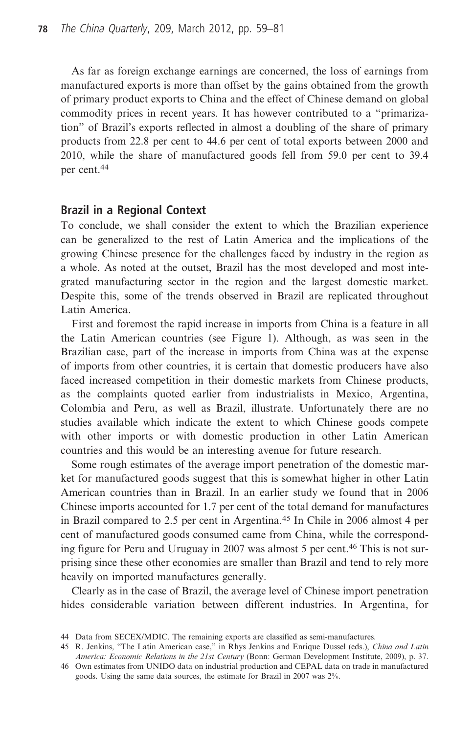As far as foreign exchange earnings are concerned, the loss of earnings from manufactured exports is more than offset by the gains obtained from the growth of primary product exports to China and the effect of Chinese demand on global commodity prices in recent years. It has however contributed to a "primarization" of Brazil's exports reflected in almost a doubling of the share of primary products from 22.8 per cent to 44.6 per cent of total exports between 2000 and 2010, while the share of manufactured goods fell from 59.0 per cent to 39.4 per cent.[44]

## Brazil in a Regional Context

To conclude, we shall consider the extent to which the Brazilian experience can be generalized to the rest of Latin America and the implications of the growing Chinese presence for the challenges faced by industry in the region as a whole. As noted at the outset, Brazil has the most developed and most integrated manufacturing sector in the region and the largest domestic market. Despite this, some of the trends observed in Brazil are replicated throughout Latin America.

First and foremost the rapid increase in imports from China is a feature in all the Latin American countries (see Figure 1). Although, as was seen in the Brazilian case, part of the increase in imports from China was at the expense of imports from other countries, it is certain that domestic producers have also faced increased competition in their domestic markets from Chinese products, as the complaints quoted earlier from industrialists in Mexico, Argentina, Colombia and Peru, as well as Brazil, illustrate. Unfortunately there are no studies available which indicate the extent to which Chinese goods compete with other imports or with domestic production in other Latin American countries and this would be an interesting avenue for future research.

Some rough estimates of the average import penetration of the domestic market for manufactured goods suggest that this is somewhat higher in other Latin American countries than in Brazil. In an earlier study we found that in 2006 Chinese imports accounted for 1.7 per cent of the total demand for manufactures in Brazil compared to 2.5 per cent in Argentina.[45] In Chile in 2006 almost 4 per cent of manufactured goods consumed came from China, while the corresponding figure for Peru and Uruguay in 2007 was almost 5 per cent.[46] This is not surprising since these other economies are smaller than Brazil and tend to rely more heavily on imported manufactures generally.

Clearly as in the case of Brazil, the average level of Chinese import penetration hides considerable variation between different industries. In Argentina, for

44 Data from SECEX/MDIC. The remaining exports are classified as semi-manufactures.

45 R. Jenkins, "The Latin American case," in Rhys Jenkins and Enrique Dussel (eds.), *China and Latin America: Economic Relations in the 21st Century* (Bonn: German Development Institute, 2009), p. 37.

46 Own estimates from UNIDO data on industrial production and CEPAL data on trade in manufactured goods. Using the same data sources, the estimate for Brazil in 2007 was 2%.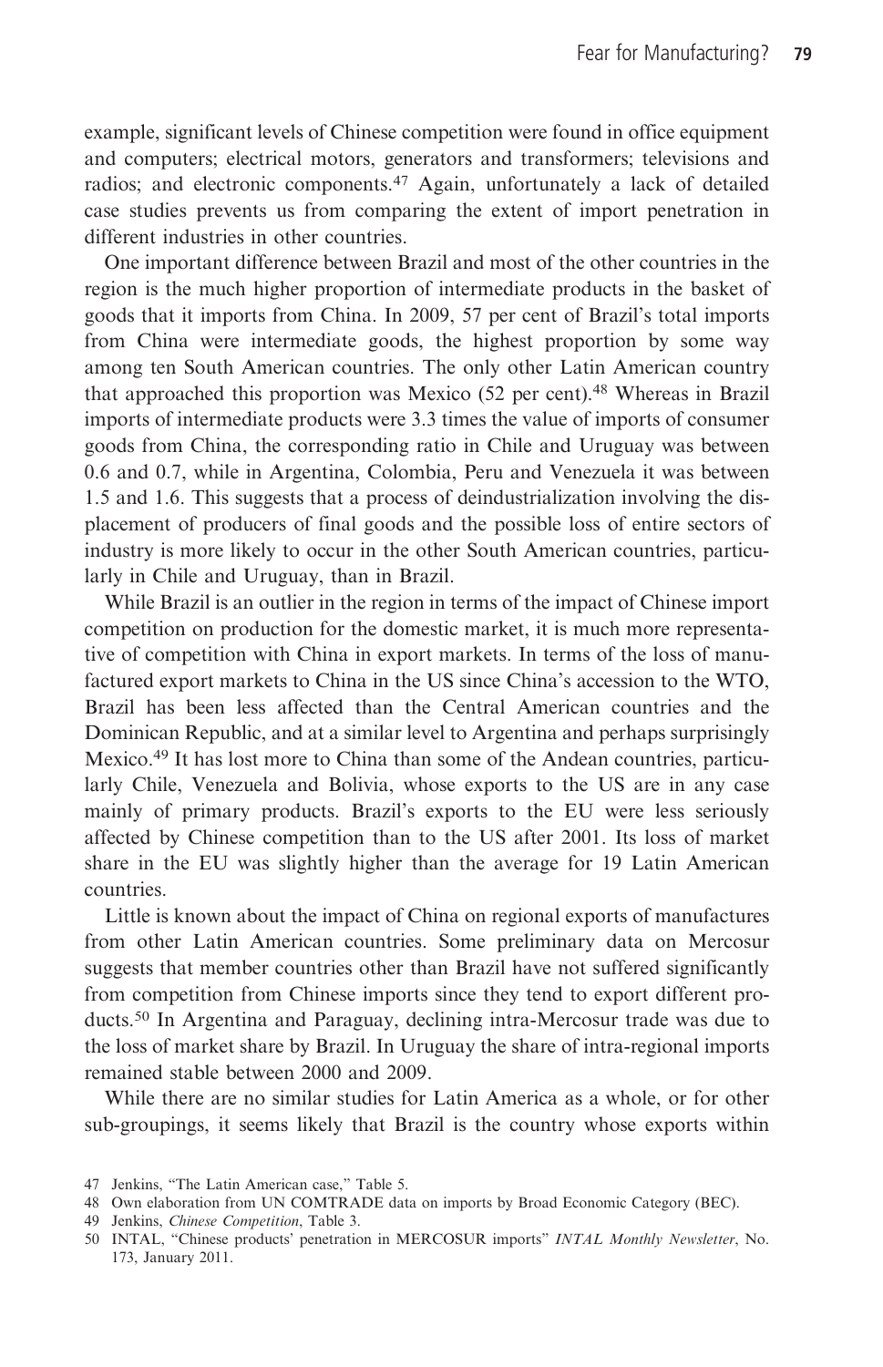example, significant levels of Chinese competition were found in office equipment and computers; electrical motors, generators and transformers; televisions and radios; and electronic components.[47] Again, unfortunately a lack of detailed case studies prevents us from comparing the extent of import penetration in different industries in other countries.

One important difference between Brazil and most of the other countries in the region is the much higher proportion of intermediate products in the basket of goods that it imports from China. In 2009, 57 per cent of Brazil's total imports from China were intermediate goods, the highest proportion by some way among ten South American countries. The only other Latin American country that approached this proportion was Mexico (52 per cent).[48] Whereas in Brazil imports of intermediate products were 3.3 times the value of imports of consumer goods from China, the corresponding ratio in Chile and Uruguay was between 0.6 and 0.7, while in Argentina, Colombia, Peru and Venezuela it was between 1.5 and 1.6. This suggests that a process of deindustrialization involving the displacement of producers of final goods and the possible loss of entire sectors of industry is more likely to occur in the other South American countries, particularly in Chile and Uruguay, than in Brazil.

While Brazil is an outlier in the region in terms of the impact of Chinese import competition on production for the domestic market, it is much more representative of competition with China in export markets. In terms of the loss of manufactured export markets to China in the US since China's accession to the WTO, Brazil has been less affected than the Central American countries and the Dominican Republic, and at a similar level to Argentina and perhaps surprisingly Mexico.[49] It has lost more to China than some of the Andean countries, particularly Chile, Venezuela and Bolivia, whose exports to the US are in any case mainly of primary products. Brazil's exports to the EU were less seriously affected by Chinese competition than to the US after 2001. Its loss of market share in the EU was slightly higher than the average for 19 Latin American countries.

Little is known about the impact of China on regional exports of manufactures from other Latin American countries. Some preliminary data on Mercosur suggests that member countries other than Brazil have not suffered significantly from competition from Chinese imports since they tend to export different products.[50] In Argentina and Paraguay, declining intra-Mercosur trade was due to the loss of market share by Brazil. In Uruguay the share of intra-regional imports remained stable between 2000 and 2009.

While there are no similar studies for Latin America as a whole, or for other sub-groupings, it seems likely that Brazil is the country whose exports within

47 Jenkins, "The Latin American case," Table 5.

48 Own elaboration from UN COMTRADE data on imports by Broad Economic Category (BEC).

49 Jenkins, *Chinese Competition*, Table 3.

50 INTAL, "Chinese products' penetration in MERCOSUR imports" *INTAL Monthly Newsletter*, No. 173, January 2011.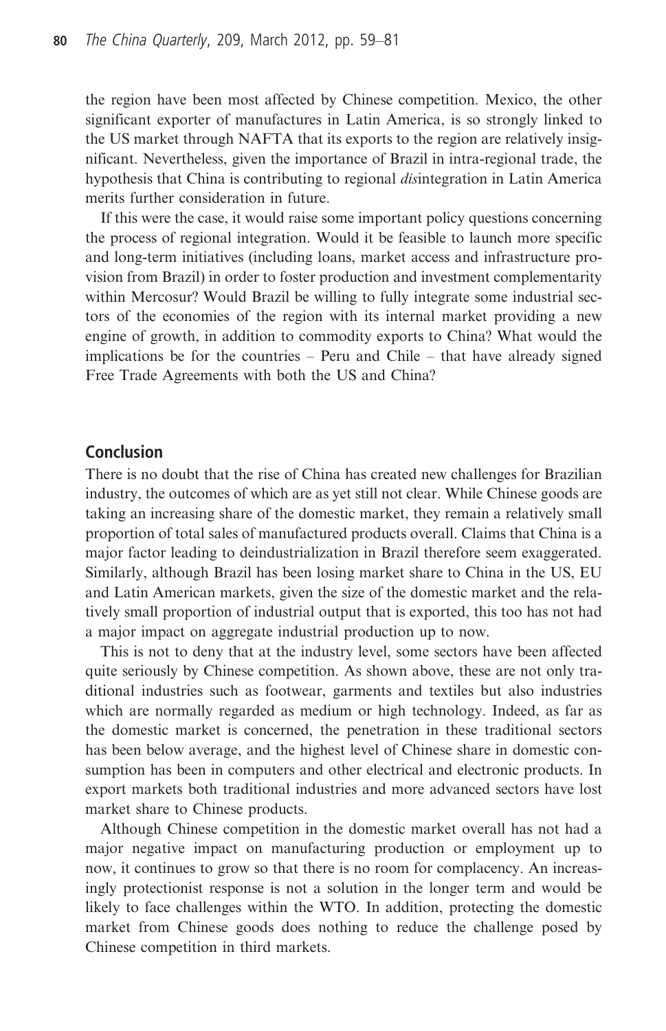the region have been most affected by Chinese competition. Mexico, the other significant exporter of manufactures in Latin America, is so strongly linked to the US market through NAFTA that its exports to the region are relatively insignificant. Nevertheless, given the importance of Brazil in intra-regional trade, the hypothesis that China is contributing to regional *dis*integration in Latin America merits further consideration in future.

If this were the case, it would raise some important policy questions concerning the process of regional integration. Would it be feasible to launch more specific and long-term initiatives (including loans, market access and infrastructure provision from Brazil) in order to foster production and investment complementarity within Mercosur? Would Brazil be willing to fully integrate some industrial sectors of the economies of the region with its internal market providing a new engine of growth, in addition to commodity exports to China? What would the implications be for the countries – Peru and Chile – that have already signed Free Trade Agreements with both the US and China?

## Conclusion

There is no doubt that the rise of China has created new challenges for Brazilian industry, the outcomes of which are as yet still not clear. While Chinese goods are taking an increasing share of the domestic market, they remain a relatively small proportion of total sales of manufactured products overall. Claims that China is a major factor leading to deindustrialization in Brazil therefore seem exaggerated. Similarly, although Brazil has been losing market share to China in the US, EU and Latin American markets, given the size of the domestic market and the relatively small proportion of industrial output that is exported, this too has not had a major impact on aggregate industrial production up to now.

This is not to deny that at the industry level, some sectors have been affected quite seriously by Chinese competition. As shown above, these are not only traditional industries such as footwear, garments and textiles but also industries which are normally regarded as medium or high technology. Indeed, as far as the domestic market is concerned, the penetration in these traditional sectors has been below average, and the highest level of Chinese share in domestic consumption has been in computers and other electrical and electronic products. In export markets both traditional industries and more advanced sectors have lost market share to Chinese products.

Although Chinese competition in the domestic market overall has not had a major negative impact on manufacturing production or employment up to now, it continues to grow so that there is no room for complacency. An increasingly protectionist response is not a solution in the longer term and would be likely to face challenges within the WTO. In addition, protecting the domestic market from Chinese goods does nothing to reduce the challenge posed by Chinese competition in third markets.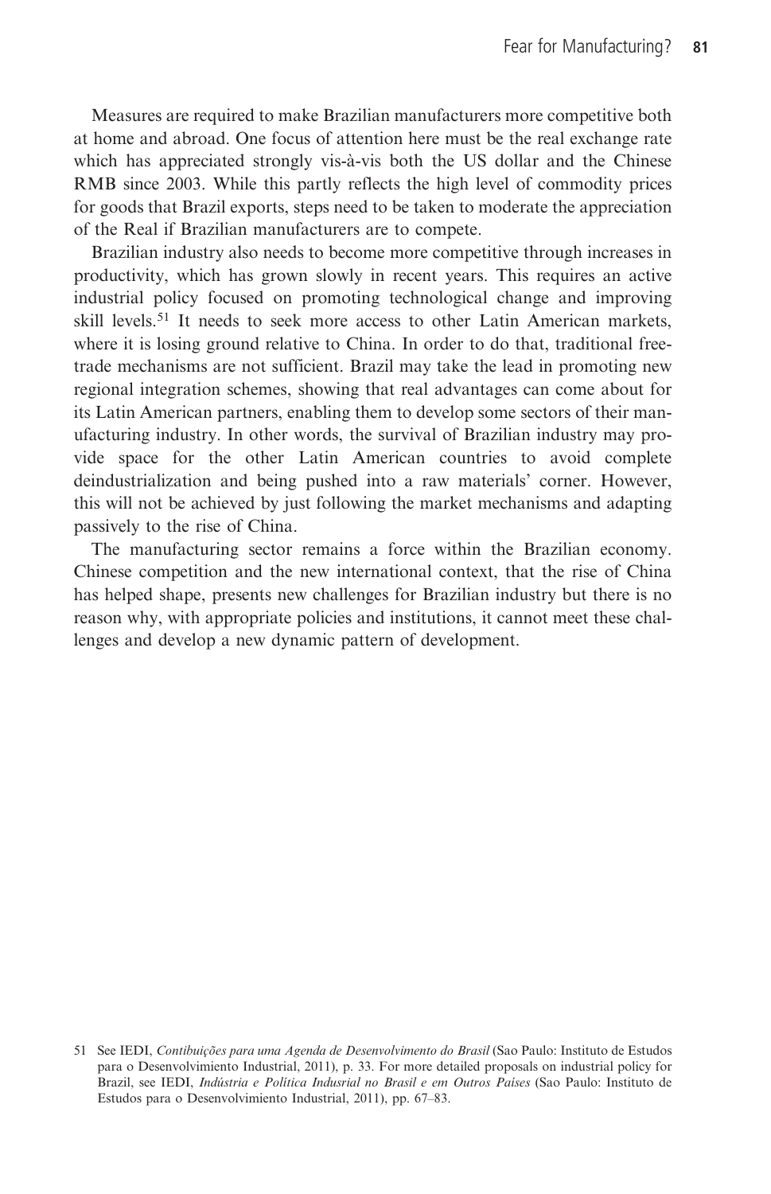Measures are required to make Brazilian manufacturers more competitive both at home and abroad. One focus of attention here must be the real exchange rate which has appreciated strongly vis-à-vis both the US dollar and the Chinese RMB since 2003. While this partly reflects the high level of commodity prices for goods that Brazil exports, steps need to be taken to moderate the appreciation of the Real if Brazilian manufacturers are to compete.

Brazilian industry also needs to become more competitive through increases in productivity, which has grown slowly in recent years. This requires an active industrial policy focused on promoting technological change and improving skill levels.[51] It needs to seek more access to other Latin American markets, where it is losing ground relative to China. In order to do that, traditional free-trade mechanisms are not sufficient. Brazil may take the lead in promoting new regional integration schemes, showing that real advantages can come about for its Latin American partners, enabling them to develop some sectors of their manufacturing industry. In other words, the survival of Brazilian industry may provide space for the other Latin American countries to avoid complete deindustrialization and being pushed into a raw materials' corner. However, this will not be achieved by just following the market mechanisms and adapting passively to the rise of China.

The manufacturing sector remains a force within the Brazilian economy. Chinese competition and the new international context, that the rise of China has helped shape, presents new challenges for Brazilian industry but there is no reason why, with appropriate policies and institutions, it cannot meet these challenges and develop a new dynamic pattern of development.

51 See IEDI, *Contibuições para uma Agenda de Desenvolvimento do Brasil* (Sao Paulo: Instituto de Estudos para o Desenvolvimiento Industrial, 2011), p. 33. For more detailed proposals on industrial policy for Brazil, see IEDI, *Indústria e Política Indusrial no Brasil e em Outros Países* (Sao Paulo: Instituto de Estudos para o Desenvolvimiento Industrial, 2011), pp. 67–83.